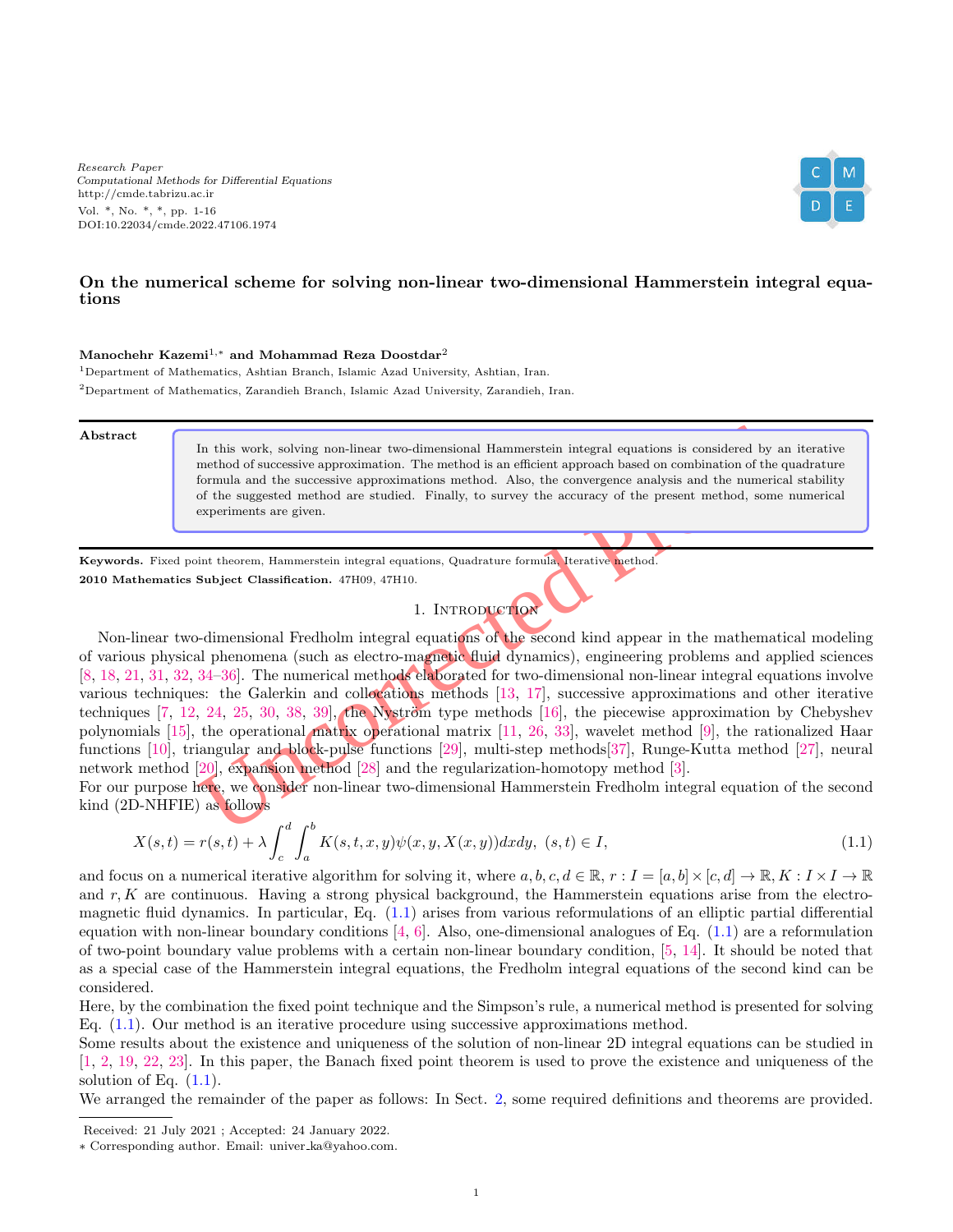Research Paper
Computational Methods for Differential Equations
http://cmde.tabrizu.ac.ir
Vol. *, No. *, *, pp. 1-16
DOI:10.22034/cmde.2022.47106.1974

# On the numerical scheme for solving non-linear two-dimensional Hammerstein integral equations

**Manochehr Kazemi**[1,*] **and Mohammad Reza Doostdar**[2]

[1]Department of Mathematics, Ashtian Branch, Islamic Azad University, Ashtian, Iran.

[2]Department of Mathematics, Zarandieh Branch, Islamic Azad University, Zarandieh, Iran.

**Abstract**

In this work, solving non-linear two-dimensional Hammerstein integral equations is considered by an iterative method of successive approximation. The method is an efficient approach based on combination of the quadrature formula and the successive approximations method. Also, the convergence analysis and the numerical stability of the suggested method are studied. Finally, to survey the accuracy of the present method, some numerical experiments are given.

**Keywords.** Fixed point theorem, Hammerstein integral equations, Quadrature formula, Iterative method.

**2010 Mathematics Subject Classification.** 47H09, 47H10.

## 1. Introduction

Non-linear two-dimensional Fredholm integral equations of the second kind appear in the mathematical modeling of various physical phenomena (such as electro-magnetic fluid dynamics), engineering problems and applied sciences [8, 18, 21, 31, 32, 34–36]. The numerical methods elaborated for two-dimensional non-linear integral equations involve various techniques: the Galerkin and collocations methods [13, 17], successive approximations and other iterative techniques [7, 12, 24, 25, 30, 38, 39], the Nyström type methods [16], the piecewise approximation by Chebyshev polynomials [15], the operational matrix operational matrix [11, 26, 33], wavelet method [9], the rationalized Haar functions [10], triangular and block-pulse functions [29], multi-step methods[37], Runge-Kutta method [27], neural network method [20], expansion method [28] and the regularization-homotopy method [3].
For our purpose here, we consider non-linear two-dimensional Hammerstein Fredholm integral equation of the second kind (2D-NHFIE) as follows

$$X(s,t) = r(s,t) + \lambda \int_c^d \int_a^b K(s,t,x,y)\psi(x,y,X(x,y))dxdy, \ (s,t) \in I, \tag{1.1}$$

and focus on a numerical iterative algorithm for solving it, where $a, b, c, d \in \mathbb{R}$, $r : I = [a,b] \times [c,d] \to \mathbb{R}$, $K : I \times I \to \mathbb{R}$ and $r, K$ are continuous. Having a strong physical background, the Hammerstein equations arise from the electro-magnetic fluid dynamics. In particular, Eq. (1.1) arises from various reformulations of an elliptic partial differential equation with non-linear boundary conditions [4, 6]. Also, one-dimensional analogues of Eq. (1.1) are a reformulation of two-point boundary value problems with a certain non-linear boundary condition, [5, 14]. It should be noted that as a special case of the Hammerstein integral equations, the Fredholm integral equations of the second kind can be considered.
Here, by the combination the fixed point technique and the Simpson's rule, a numerical method is presented for solving Eq. (1.1). Our method is an iterative procedure using successive approximations method.
Some results about the existence and uniqueness of the solution of non-linear 2D integral equations can be studied in [1, 2, 19, 22, 23]. In this paper, the Banach fixed point theorem is used to prove the existence and uniqueness of the solution of Eq. (1.1).
We arranged the remainder of the paper as follows: In Sect. 2, some required definitions and theorems are provided.

Received: 21 July 2021 ; Accepted: 24 January 2022.
∗ Corresponding author. Email: univer_ka@yahoo.com.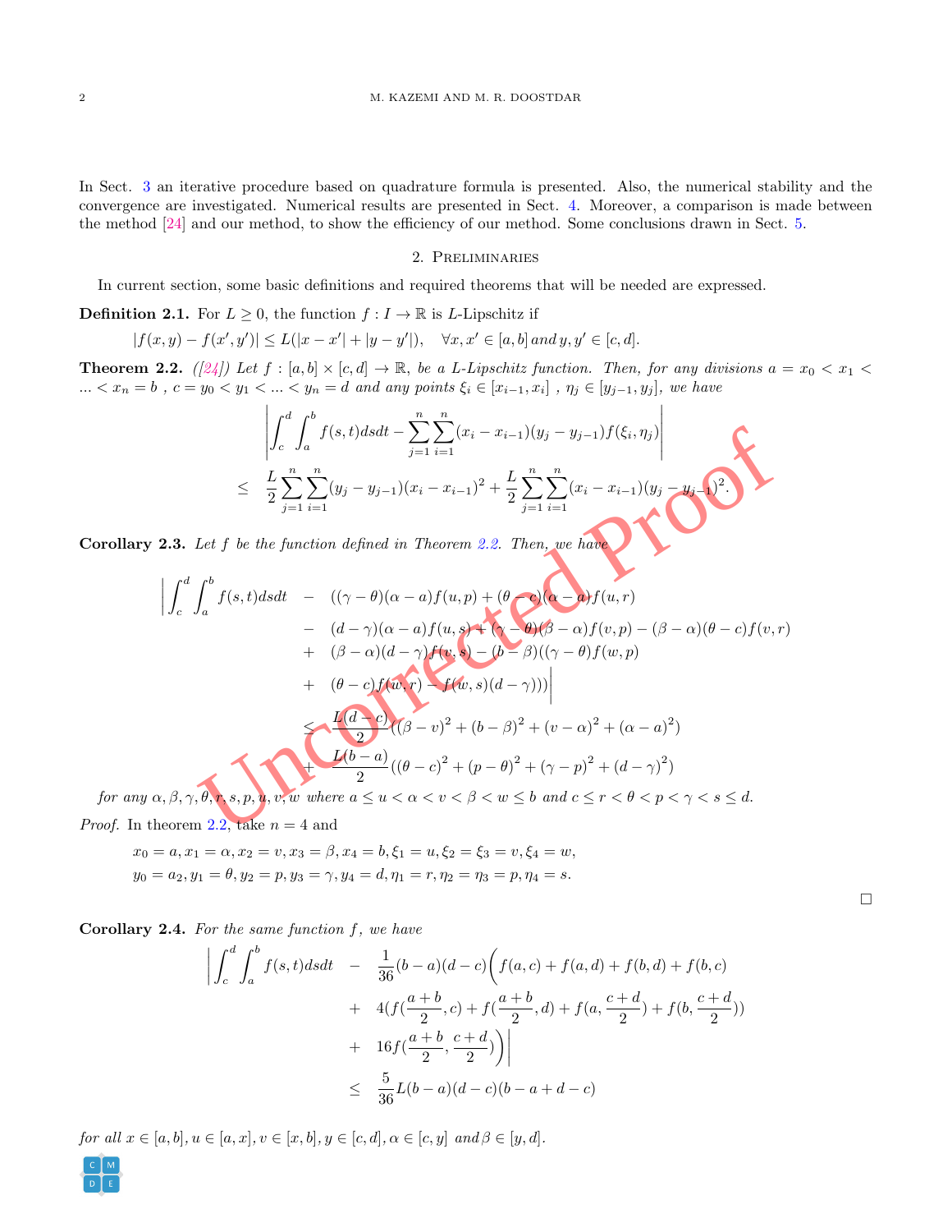In Sect. 3 an iterative procedure based on quadrature formula is presented. Also, the numerical stability and the convergence are investigated. Numerical results are presented in Sect. 4. Moreover, a comparison is made between the method [24] and our method, to show the efficiency of our method. Some conclusions drawn in Sect. 5.

## 2. Preliminaries

In current section, some basic definitions and required theorems that will be needed are expressed.

**Definition 2.1.** For $L \geq 0$, the function $f : I \to \mathbb{R}$ is $L$-Lipschitz if

$$|f(x,y) - f(x',y')| \leq L(|x - x'| + |y - y'|), \quad \forall x, x' \in [a,b] \, and \, y, y' \in [c,d].$$

**Theorem 2.2.** *([24]) Let $f : [a,b] \times [c,d] \to \mathbb{R}$, be a $L$-Lipschitz function. Then, for any divisions $a = x_0 < x_1 < \ldots < x_n = b$ , $c = y_0 < y_1 < \ldots < y_n = d$ and any points $\xi_i \in [x_{i-1}, x_i]$ , $\eta_j \in [y_{j-1}, y_j]$, we have*

$$\begin{aligned}
&\left| \int_c^d \int_a^b f(s,t) ds dt - \sum_{j=1}^n \sum_{i=1}^n (x_i - x_{i-1})(y_j - y_{j-1}) f(\xi_i, \eta_j) \right| \\
\leq \;& \frac{L}{2} \sum_{j=1}^n \sum_{i=1}^n (y_j - y_{j-1})(x_i - x_{i-1})^2 + \frac{L}{2} \sum_{j=1}^n \sum_{i=1}^n (x_i - x_{i-1})(y_j - y_{j-1})^2.
\end{aligned}$$

**Corollary 2.3.** *Let $f$ be the function defined in Theorem 2.2. Then, we have*

$$\begin{aligned}
\Big| \int_c^d \int_a^b f(s,t) ds dt \;&-\; ((\gamma - \theta)(\alpha - a) f(u,p) + (\theta - c)(\alpha - a) f(u,r) \\
&-\; (d - \gamma)(\alpha - a) f(u,s) + (\gamma - \theta)(\beta - \alpha) f(v,p) - (\beta - \alpha)(\theta - c) f(v,r) \\
&+\; (\beta - \alpha)(d - \gamma) f(v,s) - (b - \beta)((\gamma - \theta) f(w,p) \\
&+\; (\theta - c) f(w,r) - f(w,s)(d - \gamma))) \Big| \\
&\leq \frac{L(d-c)}{2} ((\beta - v)^2 + (b - \beta)^2 + (v - \alpha)^2 + (\alpha - a)^2) \\
&+\; \frac{L(b-a)}{2} ((\theta - c)^2 + (p - \theta)^2 + (\gamma - p)^2 + (d - \gamma)^2)
\end{aligned}$$

*for any $\alpha, \beta, \gamma, \theta, r, s, p, u, v, w$ where $a \leq u < \alpha < v < \beta < w \leq b$ and $c \leq r < \theta < p < \gamma < s \leq d$.*

*Proof.* In theorem 2.2, take $n = 4$ and

$$\begin{aligned}
&x_0 = a, x_1 = \alpha, x_2 = v, x_3 = \beta, x_4 = b, \xi_1 = u, \xi_2 = \xi_3 = v, \xi_4 = w, \\
&y_0 = a_2, y_1 = \theta, y_2 = p, y_3 = \gamma, y_4 = d, \eta_1 = r, \eta_2 = \eta_3 = p, \eta_4 = s.
\end{aligned}$$

□

**Corollary 2.4.** *For the same function $f$, we have*

$$\begin{aligned}
\Big| \int_c^d \int_a^b f(s,t) ds dt \;&-\; \frac{1}{36}(b-a)(d-c) \Big( f(a,c) + f(a,d) + f(b,d) + f(b,c) \\
&+\; 4(f(\frac{a+b}{2}, c) + f(\frac{a+b}{2}, d) + f(a, \frac{c+d}{2}) + f(b, \frac{c+d}{2})) \\
&+\; 16 f(\frac{a+b}{2}, \frac{c+d}{2}) \Big) \Big| \\
&\leq \frac{5}{36} L(b-a)(d-c)(b - a + d - c)
\end{aligned}$$

*for all $x \in [a,b]$, $u \in [a,x]$, $v \in [x,b]$, $y \in [c,d]$, $\alpha \in [c,y]$ and $\beta \in [y,d]$.*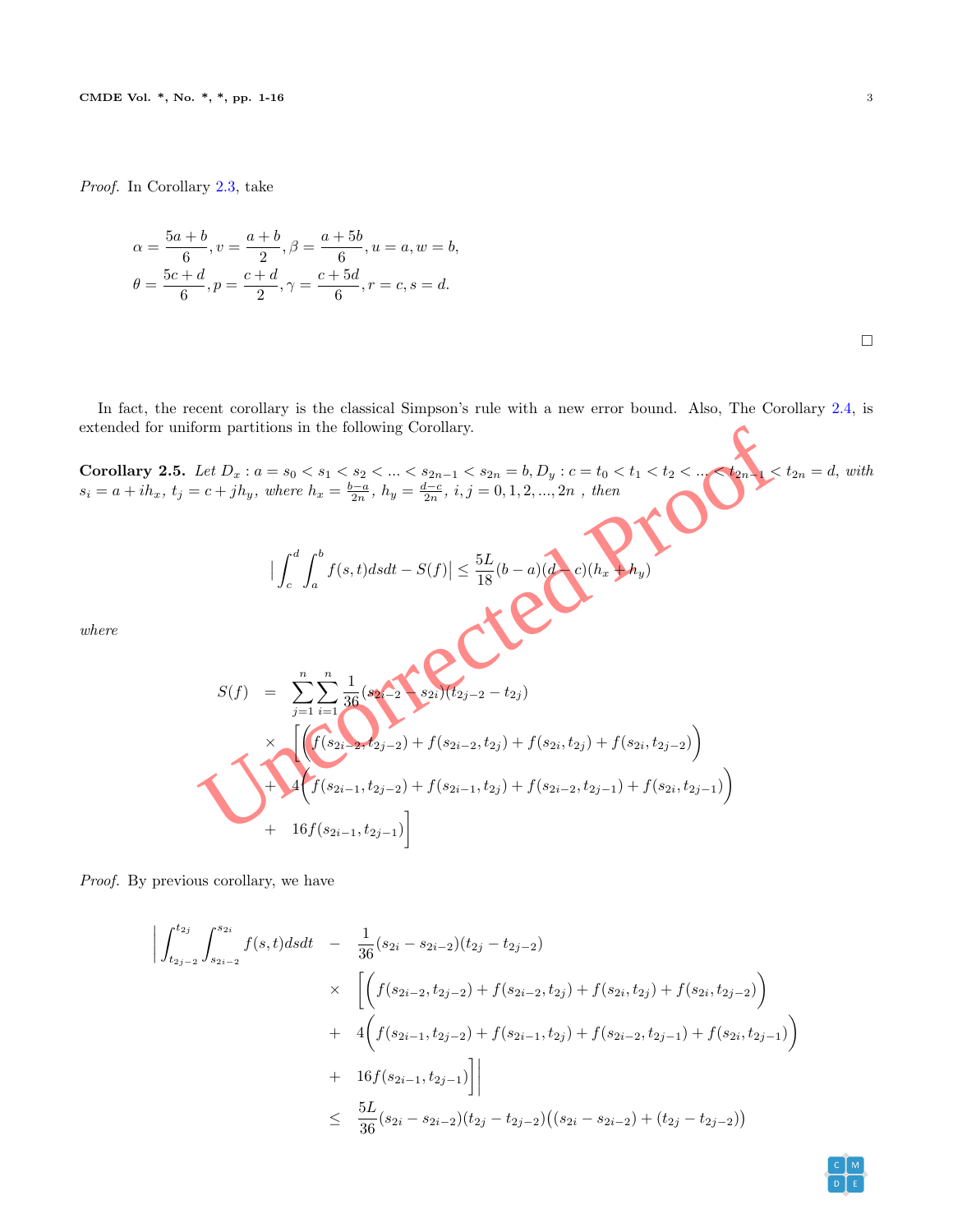*Proof.* In Corollary 2.3, take

$$\alpha = \frac{5a+b}{6}, v = \frac{a+b}{2}, \beta = \frac{a+5b}{6}, u = a, w = b,$$
$$\theta = \frac{5c+d}{6}, p = \frac{c+d}{2}, \gamma = \frac{c+5d}{6}, r = c, s = d.$$

□

In fact, the recent corollary is the classical Simpson's rule with a new error bound. Also, The Corollary 2.4, is extended for uniform partitions in the following Corollary.

**Corollary 2.5.** *Let $D_x : a = s_0 < s_1 < s_2 < ... < s_{2n-1} < s_{2n} = b, D_y : c = t_0 < t_1 < t_2 < ... < t_{2n-1} < t_{2n} = d$, with $s_i = a + ih_x$, $t_j = c + jh_y$, where $h_x = \frac{b-a}{2n}$, $h_y = \frac{d-c}{2n}$, $i, j = 0, 1, 2, ..., 2n$ , then*

$$\left|\int_c^d \int_a^b f(s,t)dsdt - S(f)\right| \leq \frac{5L}{18}(b-a)(d-c)(h_x + h_y)$$

*where*

$$\begin{aligned}
S(f) &= \sum_{j=1}^{n}\sum_{i=1}^{n} \frac{1}{36}(s_{2i-2} - s_{2i})(t_{2j-2} - t_{2j}) \\
&\times \Bigg[\Big(f(s_{2i-2}, t_{2j-2}) + f(s_{2i-2}, t_{2j}) + f(s_{2i}, t_{2j}) + f(s_{2i}, t_{2j-2})\Big) \\
&+ 4\Big(f(s_{2i-1}, t_{2j-2}) + f(s_{2i-1}, t_{2j}) + f(s_{2i-2}, t_{2j-1}) + f(s_{2i}, t_{2j-1})\Big) \\
&+ 16f(s_{2i-1}, t_{2j-1})\Bigg]
\end{aligned}$$

*Proof.* By previous corollary, we have

$$\begin{aligned}
\Bigg|\int_{t_{2j-2}}^{t_{2j}} \int_{s_{2i-2}}^{s_{2i}} f(s,t)dsdt &- \frac{1}{36}(s_{2i} - s_{2i-2})(t_{2j} - t_{2j-2}) \\
&\times \Bigg[\Big(f(s_{2i-2}, t_{2j-2}) + f(s_{2i-2}, t_{2j}) + f(s_{2i}, t_{2j}) + f(s_{2i}, t_{2j-2})\Big) \\
&+ 4\Big(f(s_{2i-1}, t_{2j-2}) + f(s_{2i-1}, t_{2j}) + f(s_{2i-2}, t_{2j-1}) + f(s_{2i}, t_{2j-1})\Big) \\
&+ 16f(s_{2i-1}, t_{2j-1})\Bigg]\Bigg| \\
&\leq \frac{5L}{36}(s_{2i} - s_{2i-2})(t_{2j} - t_{2j-2})\big((s_{2i} - s_{2i-2}) + (t_{2j} - t_{2j-2})\big)
\end{aligned}$$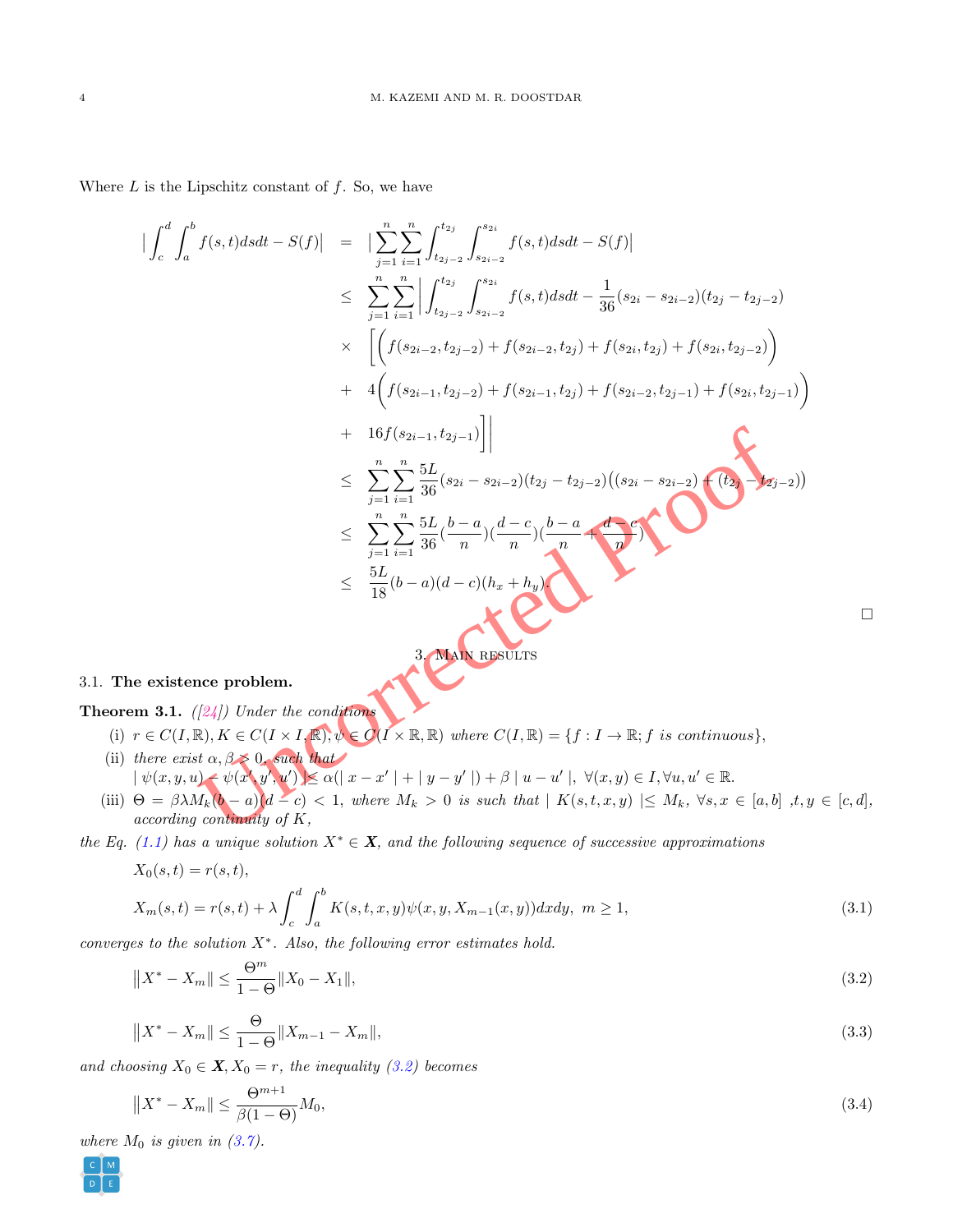Where $L$ is the Lipschitz constant of $f$. So, we have

$$
\begin{aligned}
\Big|\int_c^d \int_a^b f(s,t)dsdt - S(f)\Big| &= \Big|\sum_{j=1}^n\sum_{i=1}^n \int_{t_{2j-2}}^{t_{2j}}\int_{s_{2i-2}}^{s_{2i}} f(s,t)dsdt - S(f)\Big| \\
&\leq \sum_{j=1}^n\sum_{i=1}^n \Big|\int_{t_{2j-2}}^{t_{2j}}\int_{s_{2i-2}}^{s_{2i}} f(s,t)dsdt - \frac{1}{36}(s_{2i}-s_{2i-2})(t_{2j}-t_{2j-2}) \\
&\times \Big[\Big(f(s_{2i-2},t_{2j-2}) + f(s_{2i-2},t_{2j}) + f(s_{2i},t_{2j}) + f(s_{2i},t_{2j-2})\Big) \\
&+ 4\Big(f(s_{2i-1},t_{2j-2}) + f(s_{2i-1},t_{2j}) + f(s_{2i-2},t_{2j-1}) + f(s_{2i},t_{2j-1})\Big) \\
&+ 16 f(s_{2i-1},t_{2j-1})\Big]\Big| \\
&\leq \sum_{j=1}^n\sum_{i=1}^n \frac{5L}{36}(s_{2i}-s_{2i-2})(t_{2j}-t_{2j-2})\big((s_{2i}-s_{2i-2}) + (t_{2j}-t_{2j-2})\big) \\
&\leq \sum_{j=1}^n\sum_{i=1}^n \frac{5L}{36}\Big(\frac{b-a}{n}\Big)\Big(\frac{d-c}{n}\Big)\Big(\frac{b-a}{n}+\frac{d-c}{n}\Big) \\
&\leq \frac{5L}{18}(b-a)(d-c)(h_x+h_y).
\end{aligned}
$$

□

## 3. Main results

### 3.1. The existence problem.

**Theorem 3.1.** *([24]) Under the conditions*

(i) *$r \in C(I,\mathbb{R}), K \in C(I\times I,\mathbb{R}), \psi \in C(I\times\mathbb{R},\mathbb{R})$ where $C(I,\mathbb{R}) = \{f : I \to \mathbb{R}; f \text{ is continuous}\}$,*

(ii) *there exist $\alpha,\beta \geq 0$, such that $|\psi(x,y,u) - \psi(x',y',u')| \leq \alpha(|x-x'| + |y-y'|) + \beta|u-u'|,\ \forall (x,y) \in I, \forall u,u' \in \mathbb{R}$.*

(iii) *$\Theta = \beta\lambda M_k(b-a)(d-c) < 1$, where $M_k > 0$ is such that $|K(s,t,x,y)| \leq M_k,\ \forall s,x \in [a,b]\ ,t,y \in [c,d]$, according continuity of $K$,*

*the Eq. (1.1) has a unique solution $X^* \in \boldsymbol{X}$, and the following sequence of successive approximations*

$$
\begin{aligned}
&X_0(s,t) = r(s,t), \\
&X_m(s,t) = r(s,t) + \lambda\int_c^d\int_a^b K(s,t,x,y)\psi(x,y,X_{m-1}(x,y))dxdy,\ m \geq 1,
\end{aligned} \tag{3.1}
$$

*converges to the solution $X^*$. Also, the following error estimates hold.*

$$
\|X^* - X_m\| \leq \frac{\Theta^m}{1-\Theta}\|X_0 - X_1\|, \tag{3.2}
$$

$$
\|X^* - X_m\| \leq \frac{\Theta}{1-\Theta}\|X_{m-1} - X_m\|, \tag{3.3}
$$

*and choosing $X_0 \in \boldsymbol{X}, X_0 = r$, the inequality (3.2) becomes*

$$
\|X^* - X_m\| \leq \frac{\Theta^{m+1}}{\beta(1-\Theta)}M_0, \tag{3.4}
$$

*where $M_0$ is given in (3.7).*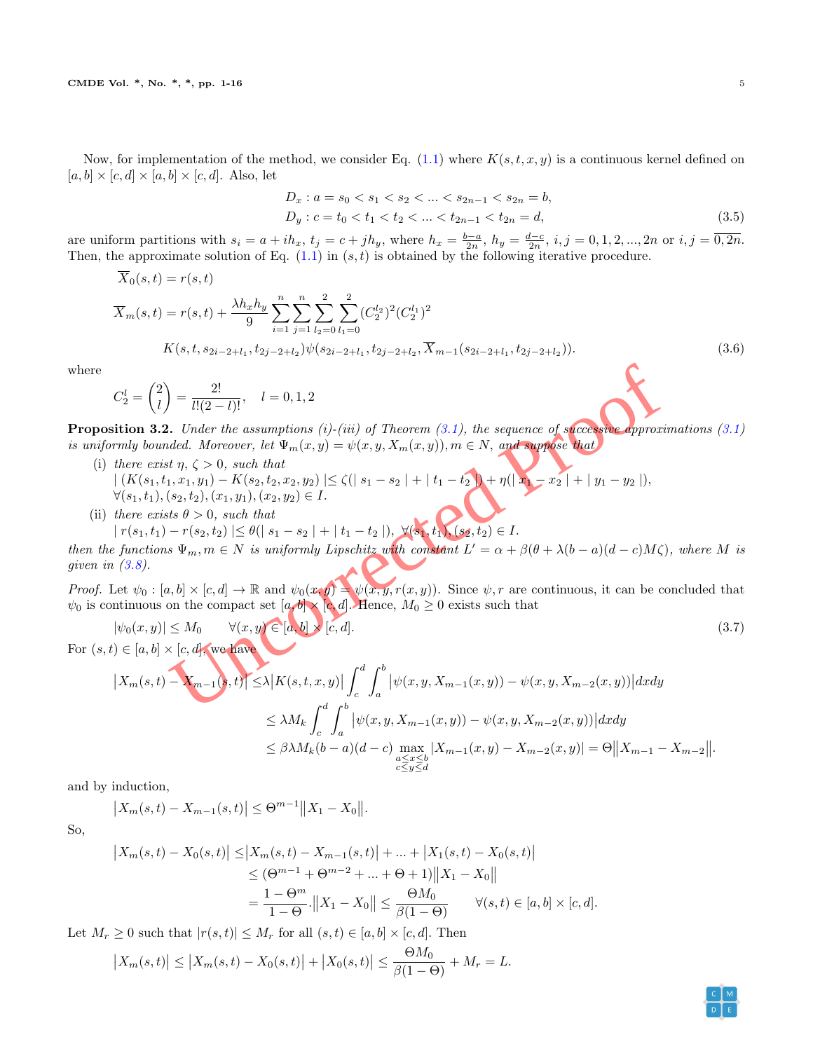Now, for implementation of the method, we consider Eq. (1.1) where $K(s,t,x,y)$ is a continuous kernel defined on $[a,b]\times[c,d]\times[a,b]\times[c,d]$. Also, let

$$
\begin{aligned}
D_x &: a = s_0 < s_1 < s_2 < ... < s_{2n-1} < s_{2n} = b,\\
D_y &: c = t_0 < t_1 < t_2 < ... < t_{2n-1} < t_{2n} = d,
\end{aligned}
\tag{3.5}
$$

are uniform partitions with $s_i = a + ih_x$, $t_j = c + jh_y$, where $h_x = \frac{b-a}{2n}$, $h_y = \frac{d-c}{2n}$, $i,j = 0,1,2,...,2n$ or $i,j = \overline{0,2n}$. Then, the approximate solution of Eq. (1.1) in $(s,t)$ is obtained by the following iterative procedure.

$$
\begin{aligned}
\overline{X}_0(s,t) &= r(s,t)\\
\overline{X}_m(s,t) &= r(s,t) + \frac{\lambda h_x h_y}{9}\sum_{i=1}^{n}\sum_{j=1}^{n}\sum_{l_2=0}^{2}\sum_{l_1=0}^{2}(C_2^{l_2})^2(C_2^{l_1})^2\\
&\quad K(s,t,s_{2i-2+l_1},t_{2j-2+l_2})\psi(s_{2i-2+l_1},t_{2j-2+l_2},\overline{X}_{m-1}(s_{2i-2+l_1},t_{2j-2+l_2})).
\end{aligned}
\tag{3.6}
$$

where

$$
C_2^l = \binom{2}{l} = \frac{2!}{l!(2-l)!}, \quad l = 0,1,2
$$

**Proposition 3.2.** *Under the assumptions (i)-(iii) of Theorem (3.1), the sequence of successive approximations (3.1) is uniformly bounded. Moreover, let $\Psi_m(x,y) = \psi(x,y,X_m(x,y)), m \in N$, and suppose that*

(i) *there exist $\eta$, $\zeta > 0$, such that*
$|(K(s_1,t_1,x_1,y_1) - K(s_2,t_2,x_2,y_2)| \le \zeta(|s_1 - s_2| + |t_1 - t_2|) + \eta(|x_1 - x_2| + |y_1 - y_2|)$,
$\forall (s_1,t_1),(s_2,t_2),(x_1,y_1),(x_2,y_2) \in I$.

(ii) *there exists $\theta > 0$, such that*
$|r(s_1,t_1) - r(s_2,t_2)| \le \theta(|s_1 - s_2| + |t_1 - t_2|)$, $\forall (s_1,t_1),(s_2,t_2) \in I$.

*then the functions $\Psi_m, m \in N$ is uniformly Lipschitz with constant $L' = \alpha + \beta(\theta + \lambda(b-a)(d-c)M\zeta)$, where $M$ is given in (3.8).*

*Proof.* Let $\psi_0 : [a,b]\times[c,d] \to \mathbb{R}$ and $\psi_0(x,y) = \psi(x,y,r(x,y))$. Since $\psi, r$ are continuous, it can be concluded that $\psi_0$ is continuous on the compact set $[a,b]\times[c,d]$. Hence, $M_0 \ge 0$ exists such that

$$
|\psi_0(x,y)| \le M_0 \qquad \forall (x,y) \in [a,b]\times[c,d]. \tag{3.7}
$$

For $(s,t) \in [a,b]\times[c,d]$, we have

$$
\begin{aligned}
\big|X_m(s,t) - X_{m-1}(s,t)\big| &\le \lambda\big|K(s,t,x,y)\big|\int_c^d\int_a^b\big|\psi(x,y,X_{m-1}(x,y)) - \psi(x,y,X_{m-2}(x,y))\big|dxdy\\
&\le \lambda M_k\int_c^d\int_a^b\big|\psi(x,y,X_{m-1}(x,y)) - \psi(x,y,X_{m-2}(x,y))\big|dxdy\\
&\le \beta\lambda M_k(b-a)(d-c)\max_{\substack{a\le x\le b\\ c\le y\le d}}|X_{m-1}(x,y) - X_{m-2}(x,y)| = \Theta\big\|X_{m-1} - X_{m-2}\big\|.
\end{aligned}
$$

and by induction,

$$
\big|X_m(s,t) - X_{m-1}(s,t)\big| \le \Theta^{m-1}\big\|X_1 - X_0\big\|.
$$

So,

$$
\begin{aligned}
\big|X_m(s,t) - X_0(s,t)\big| &\le \big|X_m(s,t) - X_{m-1}(s,t)\big| + ... + \big|X_1(s,t) - X_0(s,t)\big|\\
&\le (\Theta^{m-1} + \Theta^{m-2} + ... + \Theta + 1)\big\|X_1 - X_0\big\|\\
&= \frac{1-\Theta^m}{1-\Theta}.\big\|X_1 - X_0\big\| \le \frac{\Theta M_0}{\beta(1-\Theta)} \qquad \forall (s,t) \in [a,b]\times[c,d].
\end{aligned}
$$

Let $M_r \ge 0$ such that $|r(s,t)| \le M_r$ for all $(s,t) \in [a,b]\times[c,d]$. Then

$$
\big|X_m(s,t)\big| \le \big|X_m(s,t) - X_0(s,t)\big| + \big|X_0(s,t)\big| \le \frac{\Theta M_0}{\beta(1-\Theta)} + M_r = L.
$$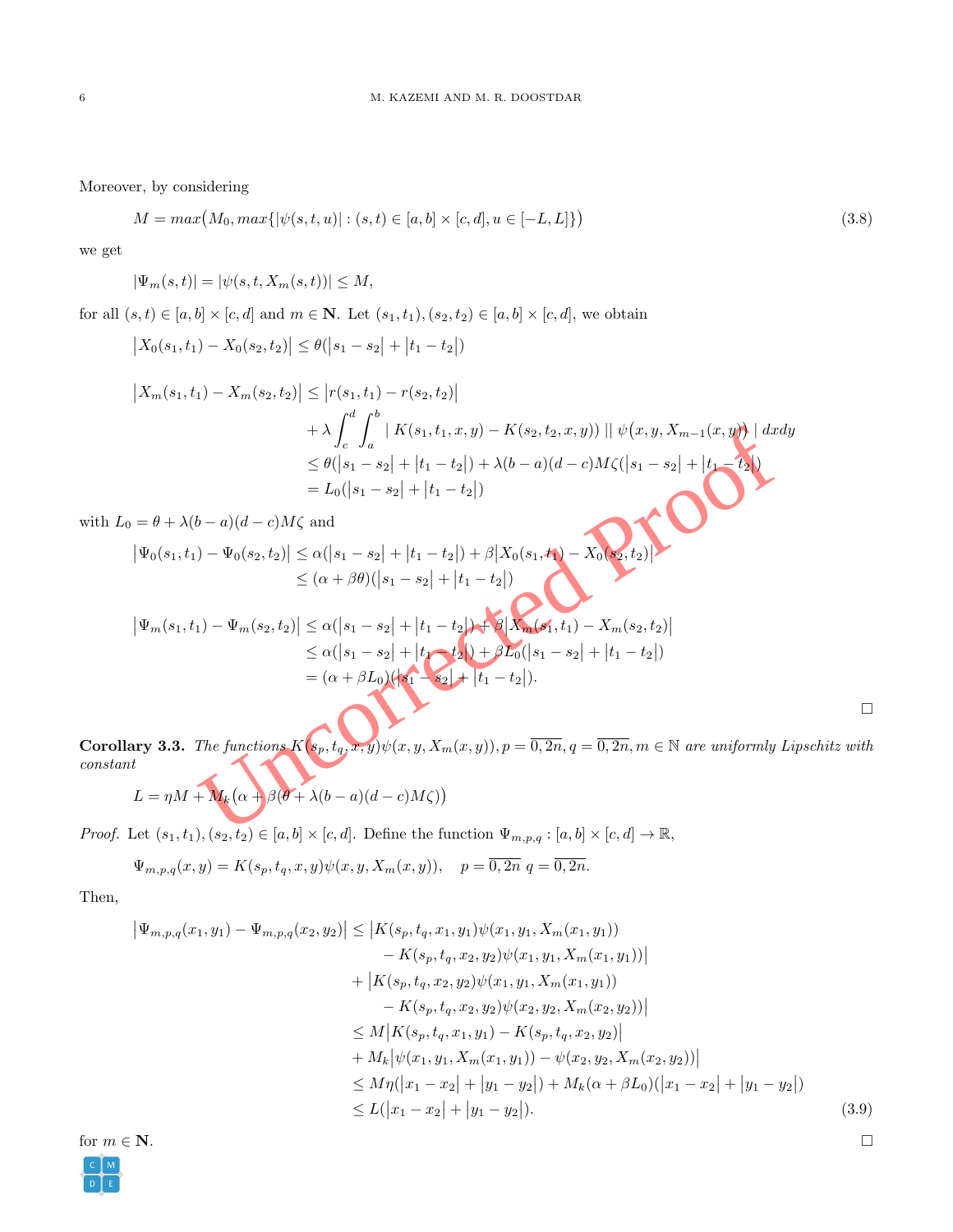Moreover, by considering

$$M = max\big(M_0, max\{|\psi(s,t,u)| : (s,t) \in [a,b] \times [c,d], u \in [-L,L]\}\big) \tag{3.8}$$

we get

$$|\Psi_m(s,t)| = |\psi(s,t,X_m(s,t))| \leq M,$$

for all $(s,t) \in [a,b] \times [c,d]$ and $m \in \mathbf{N}$. Let $(s_1,t_1),(s_2,t_2) \in [a,b] \times [c,d]$, we obtain

$$\big|X_0(s_1,t_1) - X_0(s_2,t_2)\big| \leq \theta(\big|s_1 - s_2\big| + \big|t_1 - t_2\big|)$$

$$\begin{aligned}
\big|X_m(s_1,t_1) - X_m(s_2,t_2)\big| &\leq \big|r(s_1,t_1) - r(s_2,t_2)\big| \\
&\quad + \lambda \int_c^d \int_a^b |\, K(s_1,t_1,x,y) - K(s_2,t_2,x,y)) \,||\, \psi\big(x,y,X_{m-1}(x,y)\big) \,|\, dxdy \\
&\leq \theta(\big|s_1 - s_2\big| + \big|t_1 - t_2\big|) + \lambda(b-a)(d-c)M\zeta(\big|s_1 - s_2\big| + \big|t_1 - t_2\big|) \\
&= L_0(\big|s_1 - s_2\big| + \big|t_1 - t_2\big|)
\end{aligned}$$

with $L_0 = \theta + \lambda(b-a)(d-c)M\zeta$ and

$$\begin{aligned}
\big|\Psi_0(s_1,t_1) - \Psi_0(s_2,t_2)\big| &\leq \alpha(\big|s_1 - s_2\big| + \big|t_1 - t_2\big|) + \beta\big|X_0(s_1,t_1) - X_0(s_2,t_2)\big| \\
&\leq (\alpha + \beta\theta)(\big|s_1 - s_2\big| + \big|t_1 - t_2\big|)
\end{aligned}$$

$$\begin{aligned}
\big|\Psi_m(s_1,t_1) - \Psi_m(s_2,t_2)\big| &\leq \alpha(\big|s_1 - s_2\big| + \big|t_1 - t_2\big|) + \beta\big|X_m(s_1,t_1) - X_m(s_2,t_2)\big| \\
&\leq \alpha(\big|s_1 - s_2\big| + \big|t_1 - t_2\big|) + \beta L_0(\big|s_1 - s_2\big| + \big|t_1 - t_2\big|) \\
&= (\alpha + \beta L_0)(\big|s_1 - s_2\big| + \big|t_1 - t_2\big|).
\end{aligned}$$

□

**Corollary 3.3.** *The functions $K(s_p,t_q,x,y)\psi(x,y,X_m(x,y)), p = \overline{0,2n}, q = \overline{0,2n}, m \in \mathbb{N}$ are uniformly Lipschitz with constant*

$$L = \eta M + M_k\big(\alpha + \beta(\theta + \lambda(b-a)(d-c)M\zeta)\big)$$

*Proof.* Let $(s_1,t_1),(s_2,t_2) \in [a,b] \times [c,d]$. Define the function $\Psi_{m,p,q} : [a,b] \times [c,d] \to \mathbb{R}$,

$$\Psi_{m,p,q}(x,y) = K(s_p,t_q,x,y)\psi(x,y,X_m(x,y)), \quad p = \overline{0,2n}\ q = \overline{0,2n}.$$

Then,

$$\begin{aligned}
\big|\Psi_{m,p,q}(x_1,y_1) - \Psi_{m,p,q}(x_2,y_2)\big| &\leq \big|K(s_p,t_q,x_1,y_1)\psi(x_1,y_1,X_m(x_1,y_1)) \\
&\qquad - K(s_p,t_q,x_2,y_2)\psi(x_1,y_1,X_m(x_1,y_1))\big| \\
&\quad + \big|K(s_p,t_q,x_2,y_2)\psi(x_1,y_1,X_m(x_1,y_1)) \\
&\qquad - K(s_p,t_q,x_2,y_2)\psi(x_2,y_2,X_m(x_2,y_2))\big| \\
&\leq M\big|K(s_p,t_q,x_1,y_1) - K(s_p,t_q,x_2,y_2)\big| \\
&\quad + M_k\big|\psi(x_1,y_1,X_m(x_1,y_1)) - \psi(x_2,y_2,X_m(x_2,y_2))\big| \\
&\leq M\eta(\big|x_1 - x_2\big| + \big|y_1 - y_2\big|) + M_k(\alpha + \beta L_0)(\big|x_1 - x_2\big| + \big|y_1 - y_2\big|) \\
&\leq L(\big|x_1 - x_2\big| + \big|y_1 - y_2\big|).
\end{aligned} \tag{3.9}$$

for $m \in \mathbf{N}$. □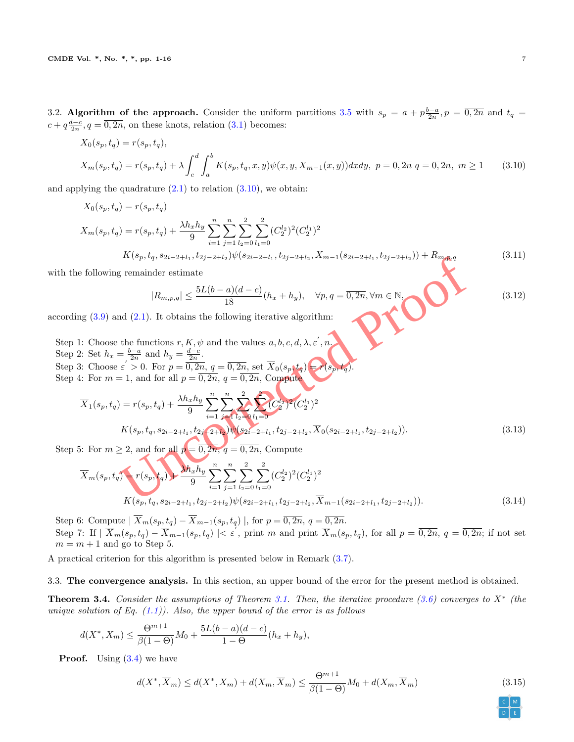3.2. **Algorithm of the approach.** Consider the uniform partitions 3.5 with $s_p = a + p\frac{b-a}{2n}, p = \overline{0, 2n}$ and $t_q = c + q\frac{d-c}{2n}, q = \overline{0, 2n}$, on these knots, relation (3.1) becomes:

$$
\begin{aligned}
&X_0(s_p, t_q) = r(s_p, t_q), \\
&X_m(s_p, t_q) = r(s_p, t_q) + \lambda \int_c^d \int_a^b K(s_p, t_q, x, y)\psi(x, y, X_{m-1}(x, y))dxdy, \ p = \overline{0, 2n} \ q = \overline{0, 2n}, \ m \geq 1 \qquad (3.10)
\end{aligned}
$$

and applying the quadrature (2.1) to relation (3.10), we obtain:

$$
\begin{aligned}
&X_0(s_p, t_q) = r(s_p, t_q) \\
&X_m(s_p, t_q) = r(s_p, t_q) + \frac{\lambda h_x h_y}{9} \sum_{i=1}^{n} \sum_{j=1}^{n} \sum_{l_2=0}^{2} \sum_{l_1=0}^{2} (C_2^{l_2})^2 (C_2^{l_1})^2 \\
&\qquad K(s_p, t_q, s_{2i-2+l_1}, t_{2j-2+l_2})\psi(s_{2i-2+l_1}, t_{2j-2+l_2}, X_{m-1}(s_{2i-2+l_1}, t_{2j-2+l_2})) + R_{m,p,q} \qquad (3.11)
\end{aligned}
$$

with the following remainder estimate

$$
|R_{m,p,q}| \leq \frac{5L(b-a)(d-c)}{18}(h_x + h_y), \quad \forall p, q = \overline{0, 2n}, \forall m \in \mathbb{N}, \qquad (3.12)
$$

according (3.9) and (2.1). It obtains the following iterative algorithm:

Step 1: Choose the functions $r, K, \psi$ and the values $a, b, c, d, \lambda, \varepsilon', n$.
Step 2: Set $h_x = \frac{b-a}{2n}$ and $h_y = \frac{d-c}{2n}$.
Step 3: Choose $\varepsilon' > 0$. For $p = \overline{0, 2n}$, $q = \overline{0, 2n}$, set $\overline{X}_0(s_p, t_q) = r(s_p, t_q)$.
Step 4: For $m = 1$, and for all $p = \overline{0, 2n}$, $q = \overline{0, 2n}$, Compute

$$
\begin{aligned}
&\overline{X}_1(s_p, t_q) = r(s_p, t_q) + \frac{\lambda h_x h_y}{9} \sum_{i=1}^{n} \sum_{j=1}^{n} \sum_{l_2=0}^{2} \sum_{l_1=0}^{2} (C_2^{l_2})^2 (C_2^{l_1})^2 \\
&\qquad K(s_p, t_q, s_{2i-2+l_1}, t_{2j-2+l_2})\psi(s_{2i-2+l_1}, t_{2j-2+l_2}, \overline{X}_0(s_{2i-2+l_1}, t_{2j-2+l_2})). \qquad (3.13)
\end{aligned}
$$

Step 5: For $m \geq 2$, and for all $p = \overline{0, 2n}$, $q = \overline{0, 2n}$, Compute

$$
\begin{aligned}
&\overline{X}_m(s_p, t_q) = r(s_p, t_q) + \frac{\lambda h_x h_y}{9} \sum_{i=1}^{n} \sum_{j=1}^{n} \sum_{l_2=0}^{2} \sum_{l_1=0}^{2} (C_2^{l_2})^2 (C_2^{l_1})^2 \\
&\qquad K(s_p, t_q, s_{2i-2+l_1}, t_{2j-2+l_2})\psi(s_{2i-2+l_1}, t_{2j-2+l_2}, \overline{X}_{m-1}(s_{2i-2+l_1}, t_{2j-2+l_2})). \qquad (3.14)
\end{aligned}
$$

Step 6: Compute $| \overline{X}_m(s_p, t_q) - \overline{X}_{m-1}(s_p, t_q) |$, for $p = \overline{0, 2n}$, $q = \overline{0, 2n}$.
Step 7: If $| \overline{X}_m(s_p, t_q) - \overline{X}_{m-1}(s_p, t_q) | < \varepsilon'$, print $m$ and print $\overline{X}_m(s_p, t_q)$, for all $p = \overline{0, 2n}$, $q = \overline{0, 2n}$; if not set $m = m + 1$ and go to Step 5.

A practical criterion for this algorithm is presented below in Remark (3.7).

3.3. **The convergence analysis.** In this section, an upper bound of the error for the present method is obtained.

**Theorem 3.4.** *Consider the assumptions of Theorem 3.1. Then, the iterative procedure (3.6) converges to $X^*$ (the unique solution of Eq. (1.1)). Also, the upper bound of the error is as follows*

$$
d(X^*, X_m) \leq \frac{\Theta^{m+1}}{\beta(1-\Theta)} M_0 + \frac{5L(b-a)(d-c)}{1-\Theta}(h_x + h_y),
$$

**Proof.** Using (3.4) we have

$$
d(X^*, \overline{X}_m) \leq d(X^*, X_m) + d(X_m, \overline{X}_m) \leq \frac{\Theta^{m+1}}{\beta(1-\Theta)} M_0 + d(X_m, \overline{X}_m) \qquad (3.15)
$$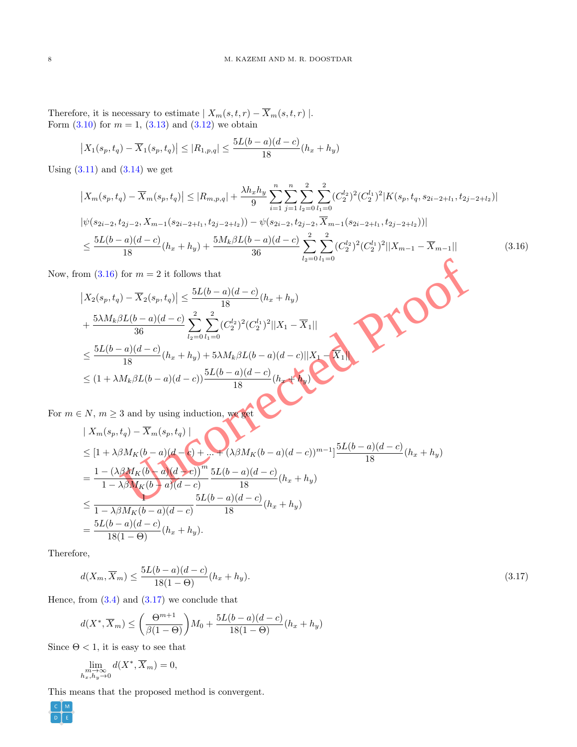Therefore, it is necessary to estimate $\mid X_m(s,t,r) - \overline{X}_m(s,t,r) \mid$.
Form (3.10) for $m = 1$, (3.13) and (3.12) we obtain

$$\left|X_1(s_p,t_q) - \overline{X}_1(s_p,t_q)\right| \leq |R_{1,p,q}| \leq \frac{5L(b-a)(d-c)}{18}(h_x + h_y)$$

Using (3.11) and (3.14) we get

$$\begin{aligned}
&\left|X_m(s_p,t_q) - \overline{X}_m(s_p,t_q)\right| \leq |R_{m,p,q}| + \frac{\lambda h_x h_y}{9}\sum_{i=1}^{n}\sum_{j=1}^{n}\sum_{l_2=0}^{2}\sum_{l_1=0}^{2}(C_2^{l_2})^2(C_2^{l_1})^2|K(s_p,t_q,s_{2i-2+l_1},t_{2j-2+l_2})| \\
&|\psi(s_{2i-2},t_{2j-2},X_{m-1}(s_{2i-2+l_1},t_{2j-2+l_2})) - \psi(s_{2i-2},t_{2j-2},\overline{X}_{m-1}(s_{2i-2+l_1},t_{2j-2+l_2}))| \\
&\leq \frac{5L(b-a)(d-c)}{18}(h_x+h_y) + \frac{5M_k\beta L(b-a)(d-c)}{36}\sum_{l_2=0}^{2}\sum_{l_1=0}^{2}(C_2^{l_2})^2(C_2^{l_1})^2||X_{m-1} - \overline{X}_{m-1}|| \qquad (3.16)
\end{aligned}$$

Now, from (3.16) for $m = 2$ it follows that

$$\begin{aligned}
&\left|X_2(s_p,t_q) - \overline{X}_2(s_p,t_q)\right| \leq \frac{5L(b-a)(d-c)}{18}(h_x+h_y) \\
&+ \frac{5\lambda M_k\beta L(b-a)(d-c)}{36}\sum_{l_2=0}^{2}\sum_{l_1=0}^{2}(C_2^{l_2})^2(C_2^{l_1})^2||X_1 - \overline{X}_1|| \\
&\leq \frac{5L(b-a)(d-c)}{18}(h_x+h_y) + 5\lambda M_k\beta L(b-a)(d-c)||X_1 - \overline{X}_1|| \\
&\leq (1 + \lambda M_k\beta L(b-a)(d-c))\frac{5L(b-a)(d-c)}{18}(h_x+h_y)
\end{aligned}$$

For $m \in N$, $m \geq 3$ and by using induction, we get

$$\begin{aligned}
&\mid X_m(s_p,t_q) - \overline{X}_m(s_p,t_q) \mid \\
&\leq [1 + \lambda\beta M_K(b-a)(d-c) + \ldots + (\lambda\beta M_K(b-a)(d-c))^{m-1}]\frac{5L(b-a)(d-c)}{18}(h_x+h_y) \\
&= \frac{1-(\lambda\beta M_K(b-a)(d-c))^m}{1-\lambda\beta M_K(b-a)(d-c)}\frac{5L(b-a)(d-c)}{18}(h_x+h_y) \\
&\leq \frac{1}{1-\lambda\beta M_K(b-a)(d-c)}\frac{5L(b-a)(d-c)}{18}(h_x+h_y) \\
&= \frac{5L(b-a)(d-c)}{18(1-\Theta)}(h_x+h_y).
\end{aligned}$$

Therefore,

$$d(X_m, \overline{X}_m) \leq \frac{5L(b-a)(d-c)}{18(1-\Theta)}(h_x+h_y). \qquad (3.17)$$

Hence, from (3.4) and (3.17) we conclude that

$$d(X^*, \overline{X}_m) \leq \left(\frac{\Theta^{m+1}}{\beta(1-\Theta)}\right)M_0 + \frac{5L(b-a)(d-c)}{18(1-\Theta)}(h_x+h_y)$$

Since $\Theta < 1$, it is easy to see that

$$\lim_{\substack{m\to\infty \\ h_x,h_y\to 0}} d(X^*, \overline{X}_m) = 0,$$

This means that the proposed method is convergent.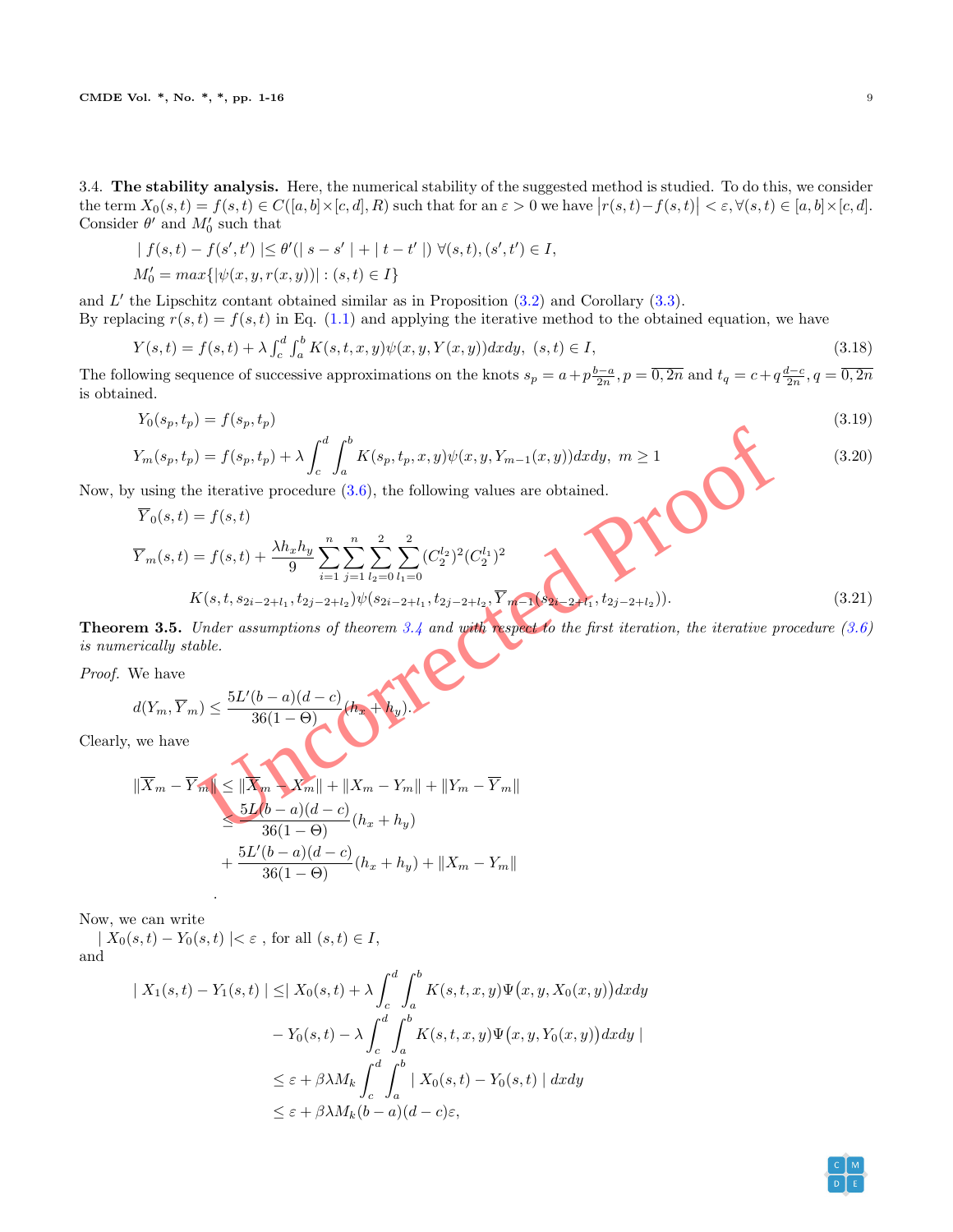3.4. **The stability analysis.** Here, the numerical stability of the suggested method is studied. To do this, we consider the term $X_0(s,t) = f(s,t) \in C([a,b]\times[c,d], R)$ such that for an $\varepsilon > 0$ we have $\left|r(s,t) - f(s,t)\right| < \varepsilon, \forall (s,t) \in [a,b]\times[c,d]$. Consider $\theta'$ and $M_0'$ such that

$$| f(s,t) - f(s',t') | \leq \theta'(| s - s' | + | t - t' |) \ \forall (s,t), (s',t') \in I,$$

$$M_0' = max\{|\psi(x,y,r(x,y))| : (s,t) \in I\}$$

and $L'$ the Lipschitz contant obtained similar as in Proposition (3.2) and Corollary (3.3).

By replacing $r(s,t) = f(s,t)$ in Eq. (1.1) and applying the iterative method to the obtained equation, we have

$$Y(s,t) = f(s,t) + \lambda \int_c^d \int_a^b K(s,t,x,y)\psi(x,y,Y(x,y))dxdy, \ (s,t) \in I, \tag{3.18}$$

The following sequence of successive approximations on the knots $s_p = a + p\frac{b-a}{2n}, p = \overline{0,2n}$ and $t_q = c + q\frac{d-c}{2n}, q = \overline{0,2n}$ is obtained.

$$Y_0(s_p,t_p) = f(s_p,t_p) \tag{3.19}$$

$$Y_m(s_p,t_p) = f(s_p,t_p) + \lambda \int_c^d \int_a^b K(s_p,t_p,x,y)\psi(x,y,Y_{m-1}(x,y))dxdy, \ m \geq 1 \tag{3.20}$$

Now, by using the iterative procedure (3.6), the following values are obtained.

$$\overline{Y}_0(s,t) = f(s,t)$$

$$\overline{Y}_m(s,t) = f(s,t) + \frac{\lambda h_x h_y}{9} \sum_{i=1}^{n}\sum_{j=1}^{n}\sum_{l_2=0}^{2}\sum_{l_1=0}^{2} (C_2^{l_2})^2 (C_2^{l_1})^2$$
$$K(s,t,s_{2i-2+l_1},t_{2j-2+l_2})\psi(s_{2i-2+l_1},t_{2j-2+l_2},\overline{Y}_{m-1}(s_{2i-2+l_1},t_{2j-2+l_2})). \tag{3.21}$$

**Theorem 3.5.** *Under assumptions of theorem 3.4 and with respect to the first iteration, the iterative procedure (3.6) is numerically stable.*

*Proof.* We have

$$d(Y_m,\overline{Y}_m) \leq \frac{5L'(b-a)(d-c)}{36(1-\Theta)}(h_x+h_y).$$

Clearly, we have

$$\begin{aligned}
\|\overline{X}_m - \overline{Y}_m\| &\leq \|\overline{X}_m - X_m\| + \|X_m - Y_m\| + \|Y_m - \overline{Y}_m\| \\
&\leq \frac{5L(b-a)(d-c)}{36(1-\Theta)}(h_x+h_y) \\
&+ \frac{5L'(b-a)(d-c)}{36(1-\Theta)}(h_x+h_y) + \|X_m - Y_m\|
\end{aligned}$$

.

Now, we can write

$| X_0(s,t) - Y_0(s,t) | < \varepsilon$ , for all $(s,t) \in I$,

and

$$\begin{aligned}
| X_1(s,t) - Y_1(s,t) | &\leq | X_0(s,t) + \lambda \int_c^d \int_a^b K(s,t,x,y)\Psi\big(x,y,X_0(x,y)\big)dxdy \\
&- Y_0(s,t) - \lambda \int_c^d \int_a^b K(s,t,x,y)\Psi\big(x,y,Y_0(x,y)\big)dxdy | \\
&\leq \varepsilon + \beta\lambda M_k \int_c^d \int_a^b | X_0(s,t) - Y_0(s,t) | \, dxdy \\
&\leq \varepsilon + \beta\lambda M_k (b-a)(d-c)\varepsilon,
\end{aligned}$$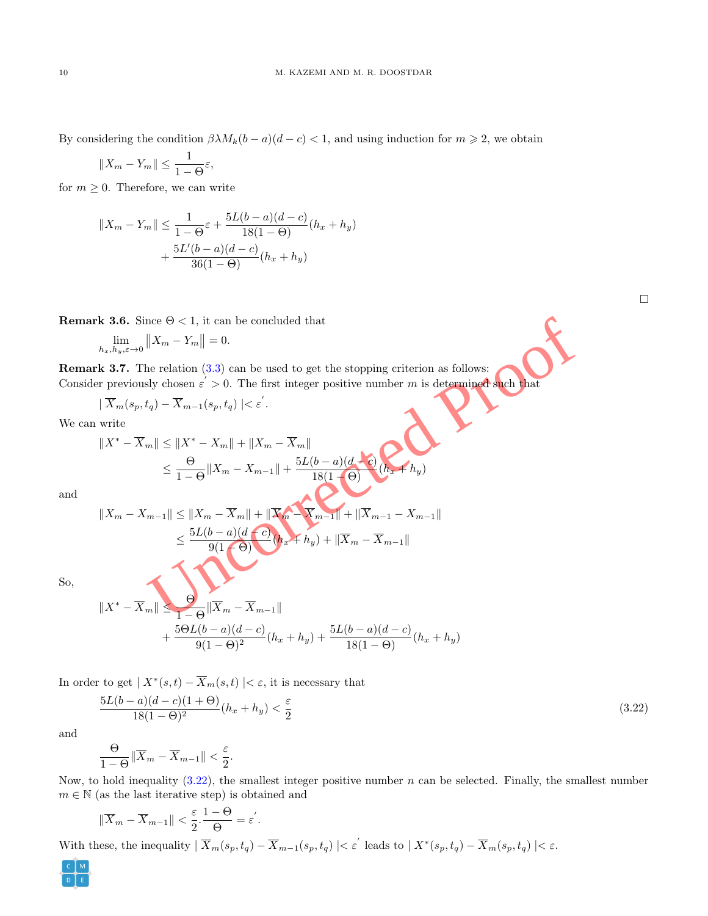By considering the condition $\beta\lambda M_k(b-a)(d-c) < 1$, and using induction for $m \geqslant 2$, we obtain

$$\|X_m - Y_m\| \leq \frac{1}{1-\Theta}\varepsilon,$$

for $m \geq 0$. Therefore, we can write

$$\|X_m - Y_m\| \leq \frac{1}{1-\Theta}\varepsilon + \frac{5L(b-a)(d-c)}{18(1-\Theta)}(h_x + h_y) + \frac{5L'(b-a)(d-c)}{36(1-\Theta)}(h_x + h_y)$$

□

**Remark 3.6.** Since $\Theta < 1$, it can be concluded that

$$\lim_{h_x, h_y, \varepsilon \to 0} \|X_m - Y_m\| = 0.$$

**Remark 3.7.** The relation (3.3) can be used to get the stopping criterion as follows:
Consider previously chosen $\varepsilon' > 0$. The first integer positive number $m$ is determined such that

$$| \overline{X}_m(s_p, t_q) - \overline{X}_{m-1}(s_p, t_q) | < \varepsilon'.$$

We can write

$$\begin{aligned}
\|X^* - \overline{X}_m\| &\leq \|X^* - X_m\| + \|X_m - \overline{X}_m\| \\
&\leq \frac{\Theta}{1-\Theta}\|X_m - X_{m-1}\| + \frac{5L(b-a)(d-c)}{18(1-\Theta)}(h_x + h_y)
\end{aligned}$$

and

$$\begin{aligned}
\|X_m - X_{m-1}\| &\leq \|X_m - \overline{X}_m\| + \|\overline{X}_m - \overline{X}_{m-1}\| + \|\overline{X}_{m-1} - X_{m-1}\| \\
&\leq \frac{5L(b-a)(d-c)}{9(1-\Theta)}(h_x + h_y) + \|\overline{X}_m - \overline{X}_{m-1}\|
\end{aligned}$$

So,

$$\begin{aligned}
\|X^* - \overline{X}_m\| &\leq \frac{\Theta}{1-\Theta}\|\overline{X}_m - \overline{X}_{m-1}\| \\
&+ \frac{5\Theta L(b-a)(d-c)}{9(1-\Theta)^2}(h_x + h_y) + \frac{5L(b-a)(d-c)}{18(1-\Theta)}(h_x + h_y)
\end{aligned}$$

In order to get $| X^*(s,t) - \overline{X}_m(s,t) | < \varepsilon$, it is necessary that

$$\frac{5L(b-a)(d-c)(1+\Theta)}{18(1-\Theta)^2}(h_x + h_y) < \frac{\varepsilon}{2} \tag{3.22}$$

and

$$\frac{\Theta}{1-\Theta}\|\overline{X}_m - \overline{X}_{m-1}\| < \frac{\varepsilon}{2}.$$

Now, to hold inequality (3.22), the smallest integer positive number $n$ can be selected. Finally, the smallest number $m \in \mathbb{N}$ (as the last iterative step) is obtained and

$$\|\overline{X}_m - \overline{X}_{m-1}\| < \frac{\varepsilon}{2}.\frac{1-\Theta}{\Theta} = \varepsilon'.$$

With these, the inequality $| \overline{X}_m(s_p, t_q) - \overline{X}_{m-1}(s_p, t_q) | < \varepsilon'$ leads to $| X^*(s_p, t_q) - \overline{X}_m(s_p, t_q) | < \varepsilon$.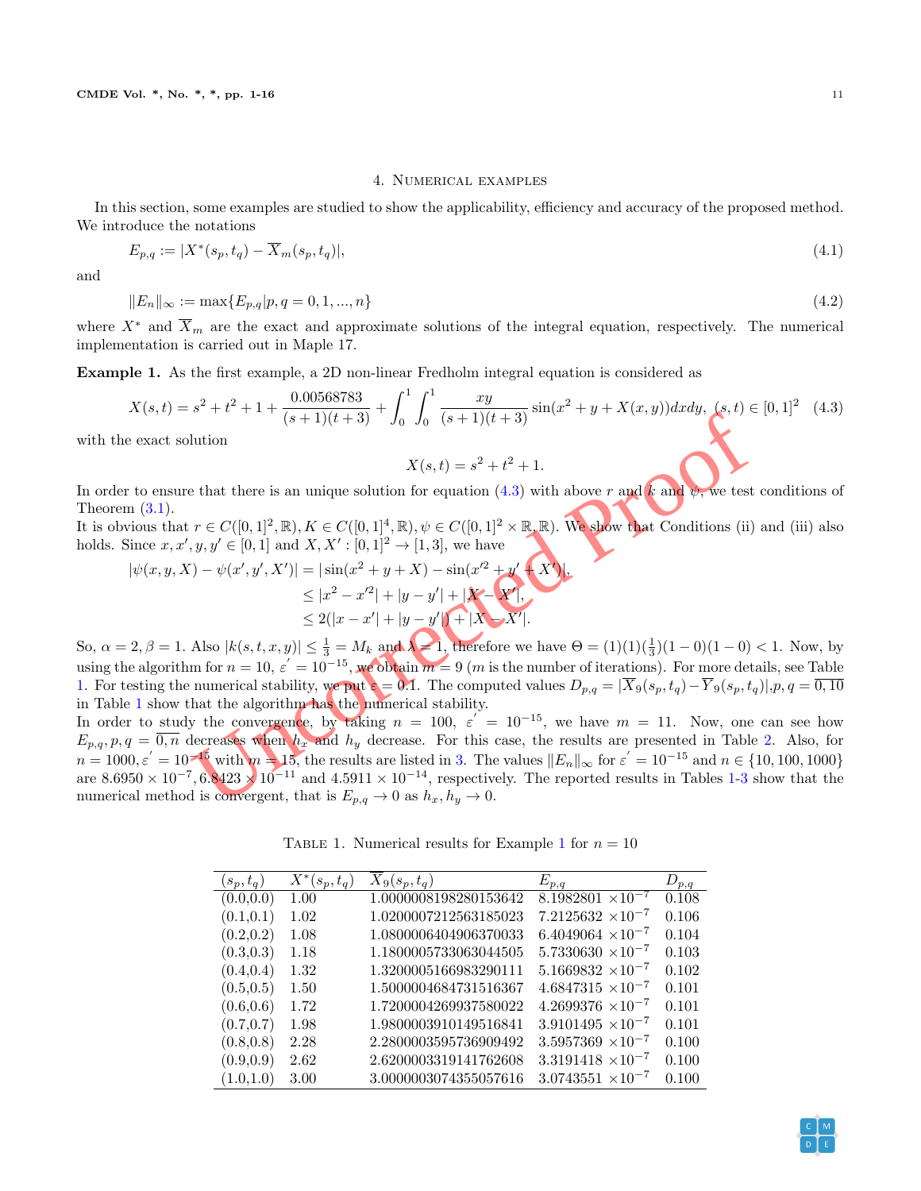## 4. Numerical examples

In this section, some examples are studied to show the applicability, efficiency and accuracy of the proposed method. We introduce the notations

$$E_{p,q} := |X^*(s_p, t_q) - \overline{X}_m(s_p, t_q)|, \tag{4.1}$$

and

$$\|E_n\|_\infty := \max\{E_{p,q} | p, q = 0, 1, ..., n\} \tag{4.2}$$

where $X^*$ and $\overline{X}_m$ are the exact and approximate solutions of the integral equation, respectively. The numerical implementation is carried out in Maple 17.

**Example 1.** As the first example, a 2D non-linear Fredholm integral equation is considered as

$$X(s,t) = s^2 + t^2 + 1 + \frac{0.00568783}{(s+1)(t+3)} + \int_0^1 \int_0^1 \frac{xy}{(s+1)(t+3)} \sin(x^2 + y + X(x,y))dxdy, \; (s,t) \in [0,1]^2 \tag{4.3}$$

with the exact solution

$$X(s,t) = s^2 + t^2 + 1.$$

In order to ensure that there is an unique solution for equation (4.3) with above $r$ and $k$ and $\psi$, we test conditions of Theorem (3.1).

It is obvious that $r \in C([0,1]^2, \mathbb{R}), K \in C([0,1]^4, \mathbb{R}), \psi \in C([0,1]^2 \times \mathbb{R}, \mathbb{R})$. We show that Conditions (ii) and (iii) also holds. Since $x, x', y, y' \in [0,1]$ and $X, X' : [0,1]^2 \to [1,3]$, we have

$$\begin{aligned}
|\psi(x,y,X) - \psi(x',y',X')| &= |\sin(x^2 + y + X) - \sin(x'^2 + y' + X')|, \\
&\leq |x^2 - x'^2| + |y - y'| + |X - X'|, \\
&\leq 2(|x - x'| + |y - y'|) + |X - X'|.
\end{aligned}$$

So, $\alpha = 2, \beta = 1$. Also $|k(s,t,x,y)| \leq \frac{1}{3} = M_k$ and $\lambda = 1$, therefore we have $\Theta = (1)(1)(\frac{1}{3})(1-0)(1-0) < 1$. Now, by using the algorithm for $n = 10$, $\varepsilon' = 10^{-15}$, we obtain $m = 9$ ($m$ is the number of iterations). For more details, see Table 1. For testing the numerical stability, we put $\varepsilon = 0.1$. The computed values $D_{p,q} = |\overline{X}_9(s_p, t_q) - \overline{Y}_9(s_p, t_q)|, p, q = \overline{0, 10}$ in Table 1 show that the algorithm has the numerical stability.

In order to study the convergence, by taking $n = 100$, $\varepsilon' = 10^{-15}$, we have $m = 11$. Now, one can see how $E_{p,q}, p, q = \overline{0, n}$ decreases when $h_x$ and $h_y$ decrease. For this case, the results are presented in Table 2. Also, for $n = 1000, \varepsilon' = 10^{-15}$ with $m = 15$, the results are listed in 3. The values $\|E_n\|_\infty$ for $\varepsilon' = 10^{-15}$ and $n \in \{10, 100, 1000\}$ are $8.6950 \times 10^{-7}, 6.8423 \times 10^{-11}$ and $4.5911 \times 10^{-14}$, respectively. The reported results in Tables 1-3 show that the numerical method is convergent, that is $E_{p,q} \to 0$ as $h_x, h_y \to 0$.

Table 1. Numerical results for Example 1 for $n = 10$

| $(s_p, t_q)$ | $X^*(s_p, t_q)$ | $\overline{X}_9(s_p, t_q)$ | $E_{p,q}$ | $D_{p,q}$ |
|---|---|---|---|---|
| (0.0,0.0) | 1.00 | 1.0000008198280153642 | $8.1982801 \times 10^{-7}$ | 0.108 |
| (0.1,0.1) | 1.02 | 1.0200007212563185023 | $7.2125632 \times 10^{-7}$ | 0.106 |
| (0.2,0.2) | 1.08 | 1.0800006404906370033 | $6.4049064 \times 10^{-7}$ | 0.104 |
| (0.3,0.3) | 1.18 | 1.1800005733063044505 | $5.7330630 \times 10^{-7}$ | 0.103 |
| (0.4,0.4) | 1.32 | 1.3200005166983290111 | $5.1669832 \times 10^{-7}$ | 0.102 |
| (0.5,0.5) | 1.50 | 1.5000004684731516367 | $4.6847315 \times 10^{-7}$ | 0.101 |
| (0.6,0.6) | 1.72 | 1.7200004269937580022 | $4.2699376 \times 10^{-7}$ | 0.101 |
| (0.7,0.7) | 1.98 | 1.9800003910149516841 | $3.9101495 \times 10^{-7}$ | 0.101 |
| (0.8,0.8) | 2.28 | 2.2800003595736909492 | $3.5957369 \times 10^{-7}$ | 0.100 |
| (0.9,0.9) | 2.62 | 2.6200003319141762608 | $3.3191418 \times 10^{-7}$ | 0.100 |
| (1.0,1.0) | 3.00 | 3.0000003074355057616 | $3.0743551 \times 10^{-7}$ | 0.100 |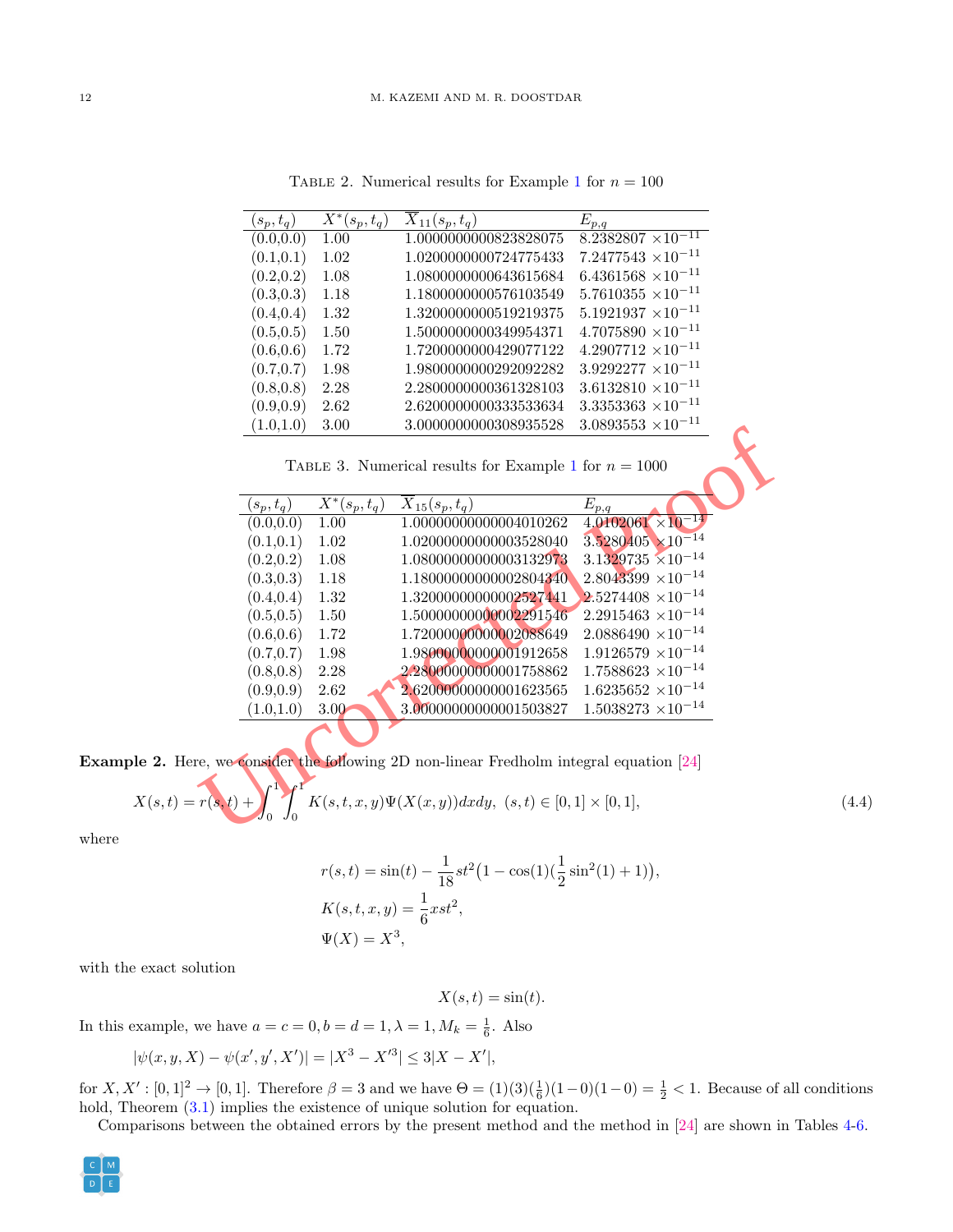Table 2. Numerical results for Example 1 for $n = 100$

| $(s_p, t_q)$ | $X^*(s_p, t_q)$ | $\overline{X}_{11}(s_p, t_q)$ | $E_{p,q}$ |
|---|---|---|---|
| (0.0,0.0) | 1.00 | 1.0000000000823828075 | $8.2382807 \times 10^{-11}$ |
| (0.1,0.1) | 1.02 | 1.0200000000724775433 | $7.2477543 \times 10^{-11}$ |
| (0.2,0.2) | 1.08 | 1.0800000000643615684 | $6.4361568 \times 10^{-11}$ |
| (0.3,0.3) | 1.18 | 1.1800000000576103549 | $5.7610355 \times 10^{-11}$ |
| (0.4,0.4) | 1.32 | 1.3200000000519219375 | $5.1921937 \times 10^{-11}$ |
| (0.5,0.5) | 1.50 | 1.5000000000349954371 | $4.7075890 \times 10^{-11}$ |
| (0.6,0.6) | 1.72 | 1.7200000000429077122 | $4.2907712 \times 10^{-11}$ |
| (0.7,0.7) | 1.98 | 1.9800000000292092282 | $3.9292277 \times 10^{-11}$ |
| (0.8,0.8) | 2.28 | 2.2800000000361328103 | $3.6132810 \times 10^{-11}$ |
| (0.9,0.9) | 2.62 | 2.6200000000333533634 | $3.3353363 \times 10^{-11}$ |
| (1.0,1.0) | 3.00 | 3.0000000000308935528 | $3.0893553 \times 10^{-11}$ |

Table 3. Numerical results for Example 1 for $n = 1000$

| $(s_p, t_q)$ | $X^*(s_p, t_q)$ | $\overline{X}_{15}(s_p, t_q)$ | $E_{p,q}$ |
|---|---|---|---|
| (0.0,0.0) | 1.00 | 1.00000000000004010262 | $4.0102061 \times 10^{-14}$ |
| (0.1,0.1) | 1.02 | 1.02000000000003528040 | $3.5280405 \times 10^{-14}$ |
| (0.2,0.2) | 1.08 | 1.08000000000003132973 | $3.1329735 \times 10^{-14}$ |
| (0.3,0.3) | 1.18 | 1.18000000000002804340 | $2.8043399 \times 10^{-14}$ |
| (0.4,0.4) | 1.32 | 1.32000000000002527441 | $2.5274408 \times 10^{-14}$ |
| (0.5,0.5) | 1.50 | 1.50000000000002291546 | $2.2915463 \times 10^{-14}$ |
| (0.6,0.6) | 1.72 | 1.72000000000002088649 | $2.0886490 \times 10^{-14}$ |
| (0.7,0.7) | 1.98 | 1.98000000000001912658 | $1.9126579 \times 10^{-14}$ |
| (0.8,0.8) | 2.28 | 2.28000000000001758862 | $1.7588623 \times 10^{-14}$ |
| (0.9,0.9) | 2.62 | 2.62000000000001623565 | $1.6235652 \times 10^{-14}$ |
| (1.0,1.0) | 3.00 | 3.00000000000001503827 | $1.5038273 \times 10^{-14}$ |

**Example 2.** Here, we consider the following 2D non-linear Fredholm integral equation [24]

$$X(s,t) = r(s,t) + \int_0^1 \int_0^1 K(s,t,x,y)\Psi(X(x,y))dxdy, \ (s,t) \in [0,1] \times [0,1], \tag{4.4}$$

where

$$r(s,t) = \sin(t) - \frac{1}{18} st^2\big(1 - \cos(1)(\frac{1}{2}\sin^2(1) + 1)\big),$$
$$K(s,t,x,y) = \frac{1}{6}xst^2,$$
$$\Psi(X) = X^3,$$

with the exact solution

$$X(s,t) = \sin(t).$$

In this example, we have $a = c = 0, b = d = 1, \lambda = 1, M_k = \frac{1}{6}$. Also

$$|\psi(x,y,X) - \psi(x',y',X')| = |X^3 - X'^3| \leq 3|X - X'|,$$

for $X, X' : [0,1]^2 \to [0,1]$. Therefore $\beta = 3$ and we have $\Theta = (1)(3)(\frac{1}{6})(1-0)(1-0) = \frac{1}{2} < 1$. Because of all conditions hold, Theorem (3.1) implies the existence of unique solution for equation.

Comparisons between the obtained errors by the present method and the method in [24] are shown in Tables 4-6.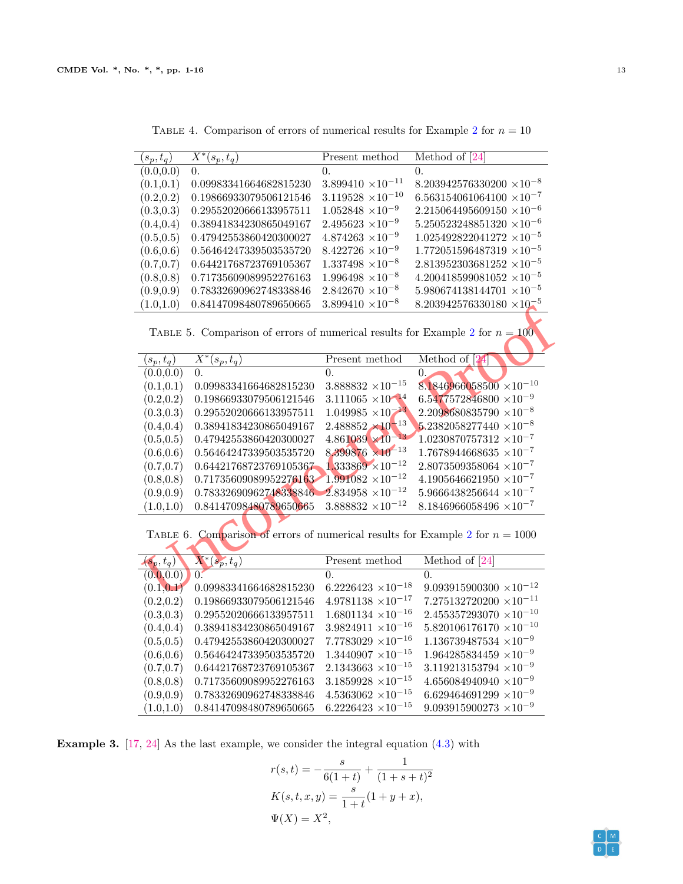TABLE 4. Comparison of errors of numerical results for Example 2 for $n = 10$

| $(s_p, t_q)$ | $X^*(s_p, t_q)$ | Present method | Method of [24] |
|---|---|---|---|
| (0.0,0.0) | 0. | 0. | 0. |
| (0.1,0.1) | 0.09983341664682815230 | $3.899410 \times 10^{-11}$ | $8.203942576330200 \times 10^{-8}$ |
| (0.2,0.2) | 0.19866933079506121546 | $3.119528 \times 10^{-10}$ | $6.563154061064100 \times 10^{-7}$ |
| (0.3,0.3) | 0.29552020666133957511 | $1.052848 \times 10^{-9}$ | $2.215064495609150 \times 10^{-6}$ |
| (0.4,0.4) | 0.38941834230865049167 | $2.495623 \times 10^{-9}$ | $5.250523248851320 \times 10^{-6}$ |
| (0.5,0.5) | 0.47942553860420300027 | $4.874263 \times 10^{-9}$ | $1.025492822041272 \times 10^{-5}$ |
| (0.6,0.6) | 0.56464247339503535720 | $8.422726 \times 10^{-9}$ | $1.772051596487319 \times 10^{-5}$ |
| (0.7,0.7) | 0.64421768723769105367 | $1.337498 \times 10^{-8}$ | $2.813952303681252 \times 10^{-5}$ |
| (0.8,0.8) | 0.71735609089952276163 | $1.996498 \times 10^{-8}$ | $4.200418599081052 \times 10^{-5}$ |
| (0.9,0.9) | 0.78332690962748338846 | $2.842670 \times 10^{-8}$ | $5.980674138144701 \times 10^{-5}$ |
| (1.0,1.0) | 0.84147098480789650665 | $3.899410 \times 10^{-8}$ | $8.203942576330180 \times 10^{-5}$ |

TABLE 5. Comparison of errors of numerical results for Example 2 for $n = 100$

| $(s_p, t_q)$ | $X^*(s_p, t_q)$ | Present method | Method of [24] |
|---|---|---|---|
| (0.0,0.0) | 0. | 0. | 0. |
| (0.1,0.1) | 0.09983341664682815230 | $3.888832 \times 10^{-15}$ | $8.1846966058500 \times 10^{-10}$ |
| (0.2,0.2) | 0.19866933079506121546 | $3.111065 \times 10^{-14}$ | $6.5477572846800 \times 10^{-9}$ |
| (0.3,0.3) | 0.29552020666133957511 | $1.049985 \times 10^{-13}$ | $2.2098680835790 \times 10^{-8}$ |
| (0.4,0.4) | 0.38941834230865049167 | $2.488852 \times 10^{-13}$ | $5.2382058277440 \times 10^{-8}$ |
| (0.5,0.5) | 0.47942553860420300027 | $4.861039 \times 10^{-13}$ | $1.0230870757312 \times 10^{-7}$ |
| (0.6,0.6) | 0.56464247339503535720 | $8.399876 \times 10^{-13}$ | $1.7678944668635 \times 10^{-7}$ |
| (0.7,0.7) | 0.64421768723769105367 | $1.333869 \times 10^{-12}$ | $2.8073509358064 \times 10^{-7}$ |
| (0.8,0.8) | 0.71735609089952276163 | $1.991082 \times 10^{-12}$ | $4.1905646621950 \times 10^{-7}$ |
| (0.9,0.9) | 0.78332690962748338846 | $2.834958 \times 10^{-12}$ | $5.9666438256644 \times 10^{-7}$ |
| (1.0,1.0) | 0.84147098480789650665 | $3.888832 \times 10^{-12}$ | $8.1846966058496 \times 10^{-7}$ |

TABLE 6. Comparison of errors of numerical results for Example 2 for $n = 1000$

| $(s_p, t_q)$ | $X^*(s_p, t_q)$ | Present method | Method of [24] |
|---|---|---|---|
| (0.0,0.0) | 0. | 0. | 0. |
| (0.1,0.1) | 0.09983341664682815230 | $6.2226423 \times 10^{-18}$ | $9.093915900300 \times 10^{-12}$ |
| (0.2,0.2) | 0.19866933079506121546 | $4.9781138 \times 10^{-17}$ | $7.275132720200 \times 10^{-11}$ |
| (0.3,0.3) | 0.29552020666133957511 | $1.6801134 \times 10^{-16}$ | $2.455357293070 \times 10^{-10}$ |
| (0.4,0.4) | 0.38941834230865049167 | $3.9824911 \times 10^{-16}$ | $5.820106176170 \times 10^{-10}$ |
| (0.5,0.5) | 0.47942553860420300027 | $7.7783029 \times 10^{-16}$ | $1.136739487534 \times 10^{-9}$ |
| (0.6,0.6) | 0.56464247339503535720 | $1.3440907 \times 10^{-15}$ | $1.964285834459 \times 10^{-9}$ |
| (0.7,0.7) | 0.64421768723769105367 | $2.1343663 \times 10^{-15}$ | $3.119213153794 \times 10^{-9}$ |
| (0.8,0.8) | 0.71735609089952276163 | $3.1859928 \times 10^{-15}$ | $4.656084940940 \times 10^{-9}$ |
| (0.9,0.9) | 0.78332690962748338846 | $4.5363062 \times 10^{-15}$ | $6.629464691299 \times 10^{-9}$ |
| (1.0,1.0) | 0.84147098480789650665 | $6.2226423 \times 10^{-15}$ | $9.093915900273 \times 10^{-9}$ |

**Example 3.** [17, 24] As the last example, we consider the integral equation (4.3) with

$$
\begin{aligned}
r(s,t) &= -\frac{s}{6(1+t)} + \frac{1}{(1+s+t)^2} \\
K(s,t,x,y) &= \frac{s}{1+t}(1+y+x), \\
\Psi(X) &= X^2,
\end{aligned}
$$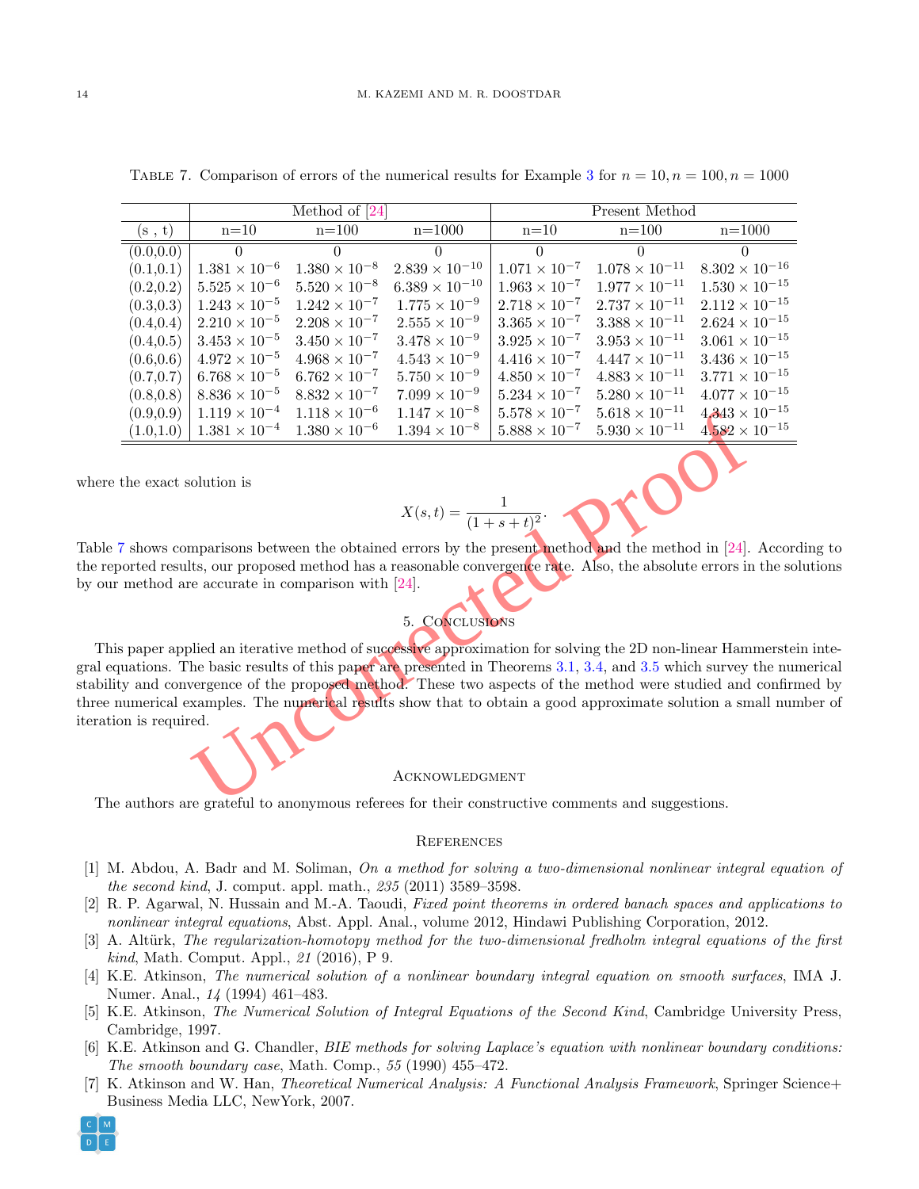Table 7. Comparison of errors of the numerical results for Example 3 for $n = 10, n = 100, n = 1000$

| | Method of [24] | | | Present Method | | |
|---|---|---|---|---|---|---|
| (s , t) | n=10 | n=100 | n=1000 | n=10 | n=100 | n=1000 |
| (0.0,0.0) | 0 | 0 | 0 | 0 | 0 | 0 |
| (0.1,0.1) | $1.381 \times 10^{-6}$ | $1.380 \times 10^{-8}$ | $2.839 \times 10^{-10}$ | $1.071 \times 10^{-7}$ | $1.078 \times 10^{-11}$ | $8.302 \times 10^{-16}$ |
| (0.2,0.2) | $5.525 \times 10^{-6}$ | $5.520 \times 10^{-8}$ | $6.389 \times 10^{-10}$ | $1.963 \times 10^{-7}$ | $1.977 \times 10^{-11}$ | $1.530 \times 10^{-15}$ |
| (0.3,0.3) | $1.243 \times 10^{-5}$ | $1.242 \times 10^{-7}$ | $1.775 \times 10^{-9}$ | $2.718 \times 10^{-7}$ | $2.737 \times 10^{-11}$ | $2.112 \times 10^{-15}$ |
| (0.4,0.4) | $2.210 \times 10^{-5}$ | $2.208 \times 10^{-7}$ | $2.555 \times 10^{-9}$ | $3.365 \times 10^{-7}$ | $3.388 \times 10^{-11}$ | $2.624 \times 10^{-15}$ |
| (0.4,0.5) | $3.453 \times 10^{-5}$ | $3.450 \times 10^{-7}$ | $3.478 \times 10^{-9}$ | $3.925 \times 10^{-7}$ | $3.953 \times 10^{-11}$ | $3.061 \times 10^{-15}$ |
| (0.6,0.6) | $4.972 \times 10^{-5}$ | $4.968 \times 10^{-7}$ | $4.543 \times 10^{-9}$ | $4.416 \times 10^{-7}$ | $4.447 \times 10^{-11}$ | $3.436 \times 10^{-15}$ |
| (0.7,0.7) | $6.768 \times 10^{-5}$ | $6.762 \times 10^{-7}$ | $5.750 \times 10^{-9}$ | $4.850 \times 10^{-7}$ | $4.883 \times 10^{-11}$ | $3.771 \times 10^{-15}$ |
| (0.8,0.8) | $8.836 \times 10^{-5}$ | $8.832 \times 10^{-7}$ | $7.099 \times 10^{-9}$ | $5.234 \times 10^{-7}$ | $5.280 \times 10^{-11}$ | $4.077 \times 10^{-15}$ |
| (0.9,0.9) | $1.119 \times 10^{-4}$ | $1.118 \times 10^{-6}$ | $1.147 \times 10^{-8}$ | $5.578 \times 10^{-7}$ | $5.618 \times 10^{-11}$ | $4.343 \times 10^{-15}$ |
| (1.0,1.0) | $1.381 \times 10^{-4}$ | $1.380 \times 10^{-6}$ | $1.394 \times 10^{-8}$ | $5.888 \times 10^{-7}$ | $5.930 \times 10^{-11}$ | $4.582 \times 10^{-15}$ |

where the exact solution is

$$X(s,t) = \frac{1}{(1+s+t)^2}.$$

Table 7 shows comparisons between the obtained errors by the present method and the method in [24]. According to the reported results, our proposed method has a reasonable convergence rate. Also, the absolute errors in the solutions by our method are accurate in comparison with [24].

## 5. Conclusions

This paper applied an iterative method of successive approximation for solving the 2D non-linear Hammerstein integral equations. The basic results of this paper are presented in Theorems 3.1, 3.4, and 3.5 which survey the numerical stability and convergence of the proposed method. These two aspects of the method were studied and confirmed by three numerical examples. The numerical results show that to obtain a good approximate solution a small number of iteration is required.

## Acknowledgment

The authors are grateful to anonymous referees for their constructive comments and suggestions.

## References

[1] M. Abdou, A. Badr and M. Soliman, *On a method for solving a two-dimensional nonlinear integral equation of the second kind*, J. comput. appl. math., *235* (2011) 3589–3598.

[2] R. P. Agarwal, N. Hussain and M.-A. Taoudi, *Fixed point theorems in ordered banach spaces and applications to nonlinear integral equations*, Abst. Appl. Anal., volume 2012, Hindawi Publishing Corporation, 2012.

[3] A. Altürk, *The regularization-homotopy method for the two-dimensional fredholm integral equations of the first kind*, Math. Comput. Appl., *21* (2016), P 9.

[4] K.E. Atkinson, *The numerical solution of a nonlinear boundary integral equation on smooth surfaces*, IMA J. Numer. Anal., *14* (1994) 461–483.

[5] K.E. Atkinson, *The Numerical Solution of Integral Equations of the Second Kind*, Cambridge University Press, Cambridge, 1997.

[6] K.E. Atkinson and G. Chandler, *BIE methods for solving Laplace's equation with nonlinear boundary conditions: The smooth boundary case*, Math. Comp., *55* (1990) 455–472.

[7] K. Atkinson and W. Han, *Theoretical Numerical Analysis: A Functional Analysis Framework*, Springer Science+ Business Media LLC, NewYork, 2007.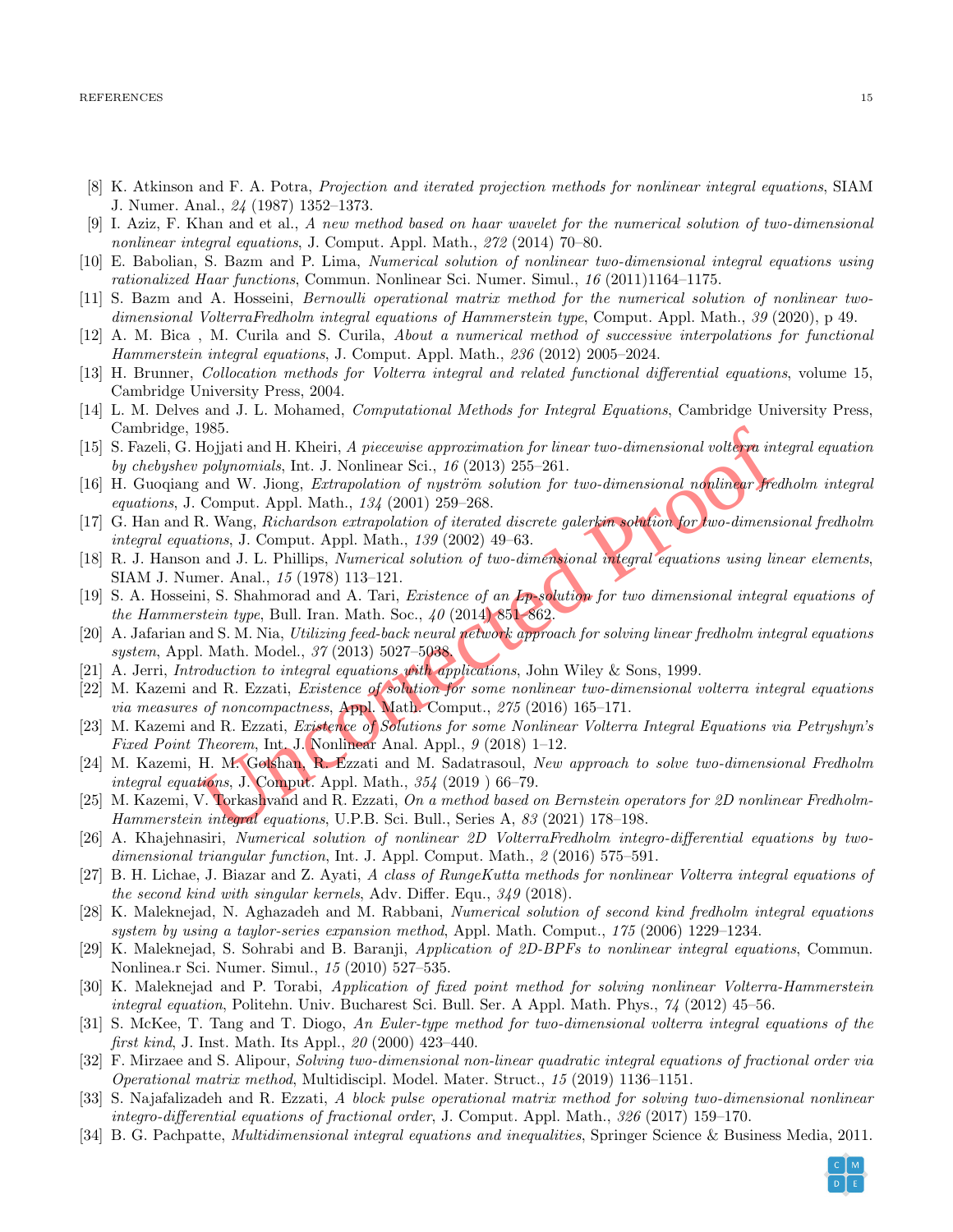[8] K. Atkinson and F. A. Potra, *Projection and iterated projection methods for nonlinear integral equations*, SIAM J. Numer. Anal., *24* (1987) 1352–1373.

[9] I. Aziz, F. Khan and et al., *A new method based on haar wavelet for the numerical solution of two-dimensional nonlinear integral equations*, J. Comput. Appl. Math., *272* (2014) 70–80.

[10] E. Babolian, S. Bazm and P. Lima, *Numerical solution of nonlinear two-dimensional integral equations using rationalized Haar functions*, Commun. Nonlinear Sci. Numer. Simul., *16* (2011)1164–1175.

[11] S. Bazm and A. Hosseini, *Bernoulli operational matrix method for the numerical solution of nonlinear two-dimensional VolterraFredholm integral equations of Hammerstein type*, Comput. Appl. Math., *39* (2020), p 49.

[12] A. M. Bica , M. Curila and S. Curila, *About a numerical method of successive interpolations for functional Hammerstein integral equations*, J. Comput. Appl. Math., *236* (2012) 2005–2024.

[13] H. Brunner, *Collocation methods for Volterra integral and related functional differential equations*, volume 15, Cambridge University Press, 2004.

[14] L. M. Delves and J. L. Mohamed, *Computational Methods for Integral Equations*, Cambridge University Press, Cambridge, 1985.

[15] S. Fazeli, G. Hojjati and H. Kheiri, *A piecewise approximation for linear two-dimensional volterra integral equation by chebyshev polynomials*, Int. J. Nonlinear Sci., *16* (2013) 255–261.

[16] H. Guoqiang and W. Jiong, *Extrapolation of nyström solution for two-dimensional nonlinear fredholm integral equations*, J. Comput. Appl. Math., *134* (2001) 259–268.

[17] G. Han and R. Wang, *Richardson extrapolation of iterated discrete galerkin solution for two-dimensional fredholm integral equations*, J. Comput. Appl. Math., *139* (2002) 49–63.

[18] R. J. Hanson and J. L. Phillips, *Numerical solution of two-dimensional integral equations using linear elements*, SIAM J. Numer. Anal., *15* (1978) 113–121.

[19] S. A. Hosseini, S. Shahmorad and A. Tari, *Existence of an Lp-solution for two dimensional integral equations of the Hammerstein type*, Bull. Iran. Math. Soc., *40* (2014) 851–862.

[20] A. Jafarian and S. M. Nia, *Utilizing feed-back neural network approach for solving linear fredholm integral equations system*, Appl. Math. Model., *37* (2013) 5027–5038.

[21] A. Jerri, *Introduction to integral equations with applications*, John Wiley & Sons, 1999.

[22] M. Kazemi and R. Ezzati, *Existence of solution for some nonlinear two-dimensional volterra integral equations via measures of noncompactness*, Appl. Math. Comput., *275* (2016) 165–171.

[23] M. Kazemi and R. Ezzati, *Existence of Solutions for some Nonlinear Volterra Integral Equations via Petryshyn's Fixed Point Theorem*, Int. J. Nonlinear Anal. Appl., *9* (2018) 1–12.

[24] M. Kazemi, H. M. Golshan, R. Ezzati and M. Sadatrasoul, *New approach to solve two-dimensional Fredholm integral equations*, J. Comput. Appl. Math., *354* (2019 ) 66–79.

[25] M. Kazemi, V. Torkashvand and R. Ezzati, *On a method based on Bernstein operators for 2D nonlinear Fredholm-Hammerstein integral equations*, U.P.B. Sci. Bull., Series A, *83* (2021) 178–198.

[26] A. Khajehnasiri, *Numerical solution of nonlinear 2D VolterraFredholm integro-differential equations by two-dimensional triangular function*, Int. J. Appl. Comput. Math., *2* (2016) 575–591.

[27] B. H. Lichae, J. Biazar and Z. Ayati, *A class of RungeKutta methods for nonlinear Volterra integral equations of the second kind with singular kernels*, Adv. Differ. Equ., *349* (2018).

[28] K. Maleknejad, N. Aghazadeh and M. Rabbani, *Numerical solution of second kind fredholm integral equations system by using a taylor-series expansion method*, Appl. Math. Comput., *175* (2006) 1229–1234.

[29] K. Maleknejad, S. Sohrabi and B. Baranji, *Application of 2D-BPFs to nonlinear integral equations*, Commun. Nonlinea.r Sci. Numer. Simul., *15* (2010) 527–535.

[30] K. Maleknejad and P. Torabi, *Application of fixed point method for solving nonlinear Volterra-Hammerstein integral equation*, Politehn. Univ. Bucharest Sci. Bull. Ser. A Appl. Math. Phys., *74* (2012) 45–56.

[31] S. McKee, T. Tang and T. Diogo, *An Euler-type method for two-dimensional volterra integral equations of the first kind*, J. Inst. Math. Its Appl., *20* (2000) 423–440.

[32] F. Mirzaee and S. Alipour, *Solving two-dimensional non-linear quadratic integral equations of fractional order via Operational matrix method*, Multidiscipl. Model. Mater. Struct., *15* (2019) 1136–1151.

[33] S. Najafalizadeh and R. Ezzati, *A block pulse operational matrix method for solving two-dimensional nonlinear integro-differential equations of fractional order*, J. Comput. Appl. Math., *326* (2017) 159–170.

[34] B. G. Pachpatte, *Multidimensional integral equations and inequalities*, Springer Science & Business Media, 2011.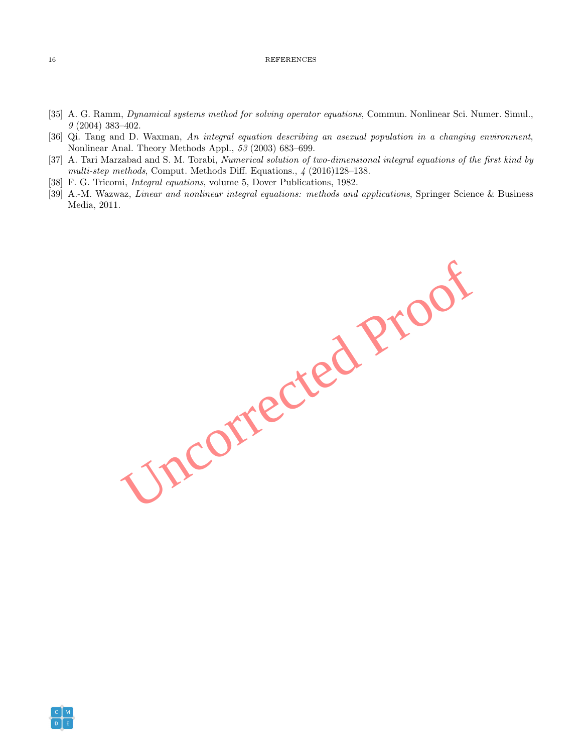[35] A. G. Ramm, *Dynamical systems method for solving operator equations*, Commun. Nonlinear Sci. Numer. Simul., *9* (2004) 383–402.

[36] Qi. Tang and D. Waxman, *An integral equation describing an asexual population in a changing environment*, Nonlinear Anal. Theory Methods Appl., *53* (2003) 683–699.

[37] A. Tari Marzabad and S. M. Torabi, *Numerical solution of two-dimensional integral equations of the first kind by multi-step methods*, Comput. Methods Diff. Equations., *4* (2016)128–138.

[38] F. G. Tricomi, *Integral equations*, volume 5, Dover Publications, 1982.

[39] A.-M. Wazwaz, *Linear and nonlinear integral equations: methods and applications*, Springer Science & Business Media, 2011.